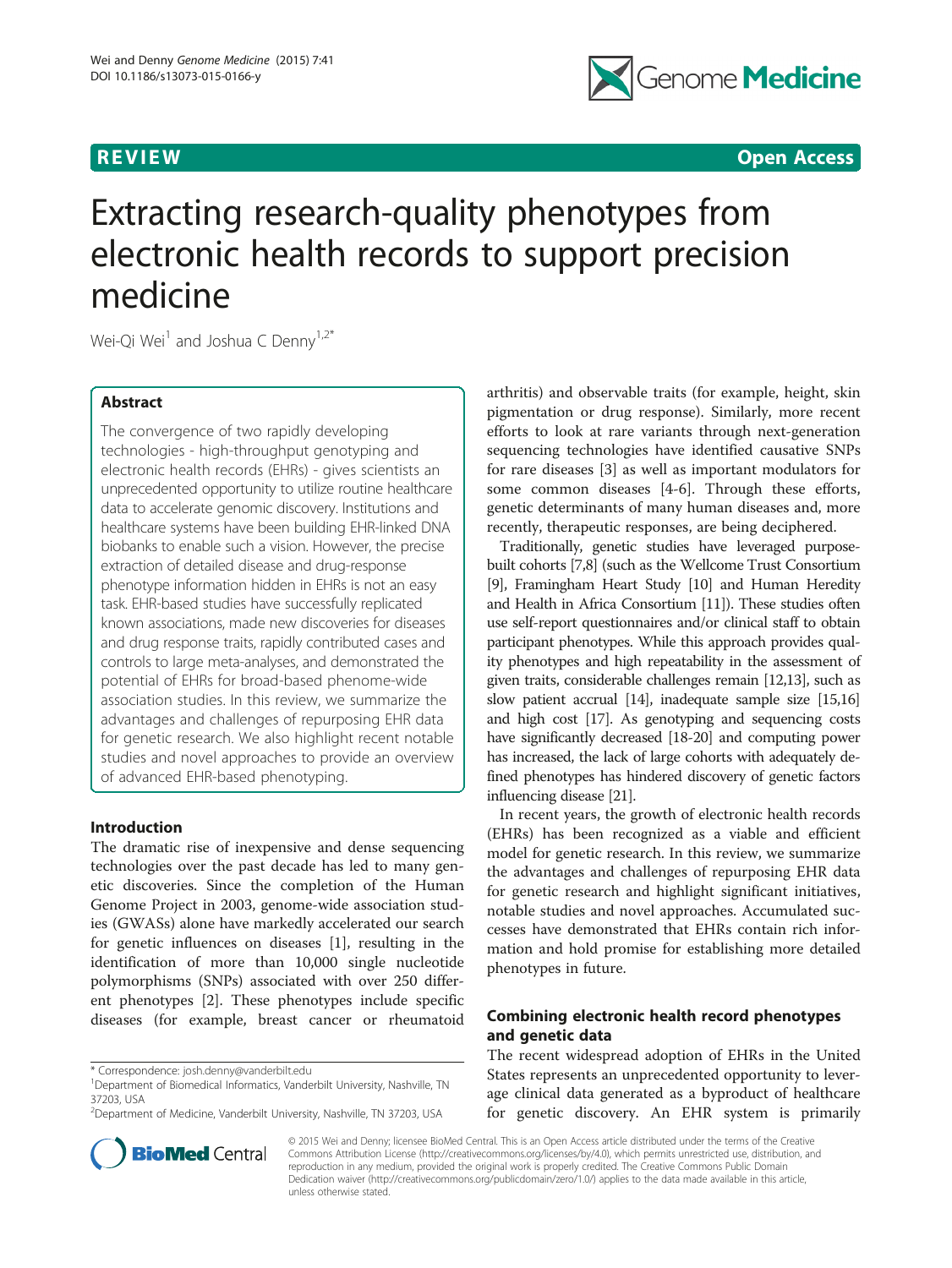**REVIEW** **Open Access**

# Extracting research-quality phenotypes from electronic health records to support precision medicine

Wei-Qi Wei[1] and Joshua C Denny[1,2*]

## Abstract

The convergence of two rapidly developing technologies - high-throughput genotyping and electronic health records (EHRs) - gives scientists an unprecedented opportunity to utilize routine healthcare data to accelerate genomic discovery. Institutions and healthcare systems have been building EHR-linked DNA biobanks to enable such a vision. However, the precise extraction of detailed disease and drug-response phenotype information hidden in EHRs is not an easy task. EHR-based studies have successfully replicated known associations, made new discoveries for diseases and drug response traits, rapidly contributed cases and controls to large meta-analyses, and demonstrated the potential of EHRs for broad-based phenome-wide association studies. In this review, we summarize the advantages and challenges of repurposing EHR data for genetic research. We also highlight recent notable studies and novel approaches to provide an overview of advanced EHR-based phenotyping.

## Introduction

The dramatic rise of inexpensive and dense sequencing technologies over the past decade has led to many genetic discoveries. Since the completion of the Human Genome Project in 2003, genome-wide association studies (GWASs) alone have markedly accelerated our search for genetic influences on diseases [1], resulting in the identification of more than 10,000 single nucleotide polymorphisms (SNPs) associated with over 250 different phenotypes [2]. These phenotypes include specific diseases (for example, breast cancer or rheumatoid arthritis) and observable traits (for example, height, skin pigmentation or drug response). Similarly, more recent efforts to look at rare variants through next-generation sequencing technologies have identified causative SNPs for rare diseases [3] as well as important modulators for some common diseases [4-6]. Through these efforts, genetic determinants of many human diseases and, more recently, therapeutic responses, are being deciphered.

Traditionally, genetic studies have leveraged purpose-built cohorts [7,8] (such as the Wellcome Trust Consortium [9], Framingham Heart Study [10] and Human Heredity and Health in Africa Consortium [11]). These studies often use self-report questionnaires and/or clinical staff to obtain participant phenotypes. While this approach provides quality phenotypes and high repeatability in the assessment of given traits, considerable challenges remain [12,13], such as slow patient accrual [14], inadequate sample size [15,16] and high cost [17]. As genotyping and sequencing costs have significantly decreased [18-20] and computing power has increased, the lack of large cohorts with adequately defined phenotypes has hindered discovery of genetic factors influencing disease [21].

In recent years, the growth of electronic health records (EHRs) has been recognized as a viable and efficient model for genetic research. In this review, we summarize the advantages and challenges of repurposing EHR data for genetic research and highlight significant initiatives, notable studies and novel approaches. Accumulated successes have demonstrated that EHRs contain rich information and hold promise for establishing more detailed phenotypes in future.

## Combining electronic health record phenotypes and genetic data

The recent widespread adoption of EHRs in the United States represents an unprecedented opportunity to leverage clinical data generated as a byproduct of healthcare for genetic discovery. An EHR system is primarily

\* Correspondence: josh.denny@vanderbilt.edu
[1]Department of Biomedical Informatics, Vanderbilt University, Nashville, TN 37203, USA
[2]Department of Medicine, Vanderbilt University, Nashville, TN 37203, USA

© 2015 Wei and Denny; licensee BioMed Central. This is an Open Access article distributed under the terms of the Creative Commons Attribution License (http://creativecommons.org/licenses/by/4.0), which permits unrestricted use, distribution, and reproduction in any medium, provided the original work is properly credited. The Creative Commons Public Domain Dedication waiver (http://creativecommons.org/publicdomain/zero/1.0/) applies to the data made available in this article, unless otherwise stated.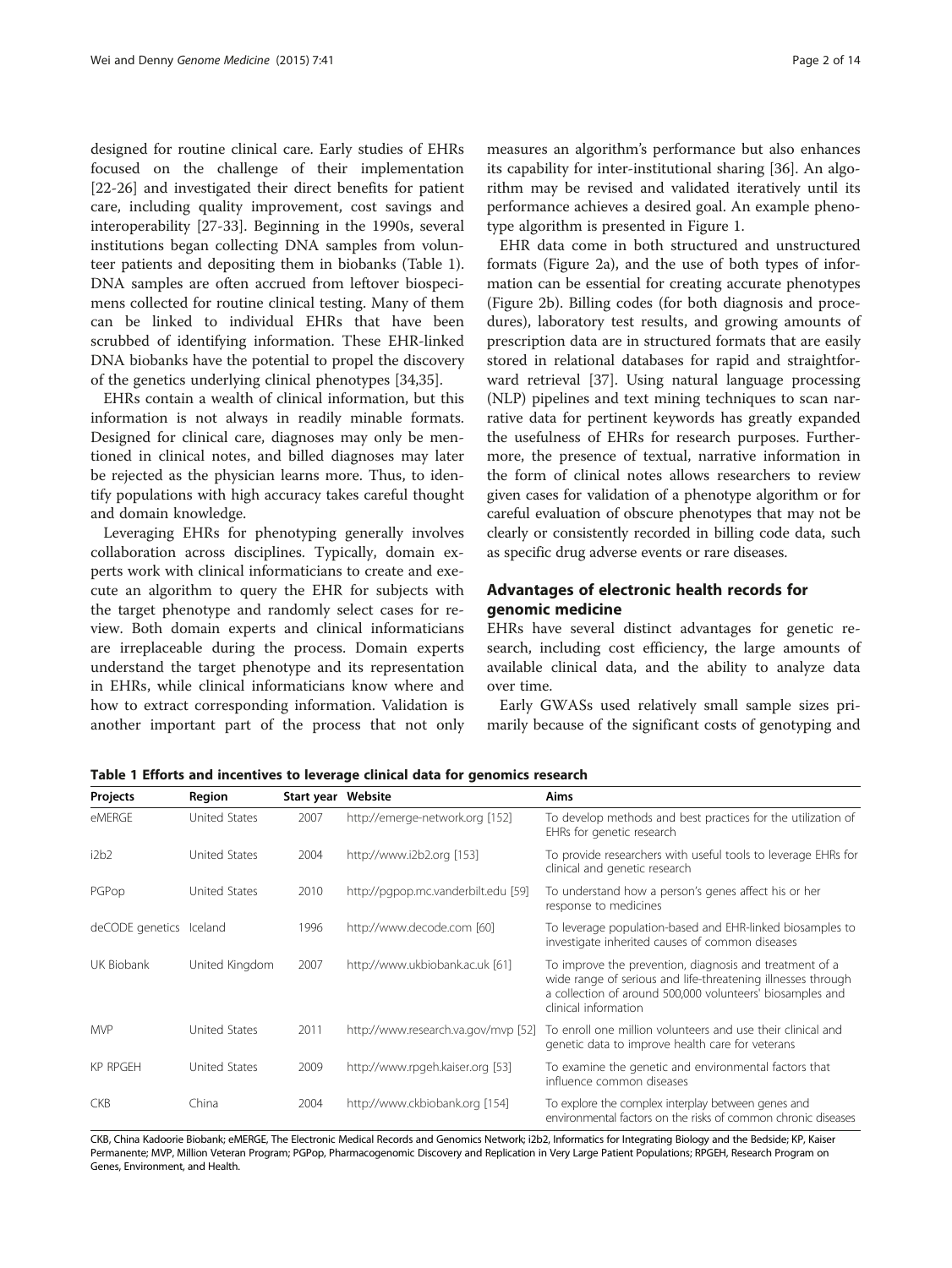designed for routine clinical care. Early studies of EHRs focused on the challenge of their implementation [22-26] and investigated their direct benefits for patient care, including quality improvement, cost savings and interoperability [27-33]. Beginning in the 1990s, several institutions began collecting DNA samples from volunteer patients and depositing them in biobanks (Table 1). DNA samples are often accrued from leftover biospecimens collected for routine clinical testing. Many of them can be linked to individual EHRs that have been scrubbed of identifying information. These EHR-linked DNA biobanks have the potential to propel the discovery of the genetics underlying clinical phenotypes [34,35].

EHRs contain a wealth of clinical information, but this information is not always in readily minable formats. Designed for clinical care, diagnoses may only be mentioned in clinical notes, and billed diagnoses may later be rejected as the physician learns more. Thus, to identify populations with high accuracy takes careful thought and domain knowledge.

Leveraging EHRs for phenotyping generally involves collaboration across disciplines. Typically, domain experts work with clinical informaticians to create and execute an algorithm to query the EHR for subjects with the target phenotype and randomly select cases for review. Both domain experts and clinical informaticians are irreplaceable during the process. Domain experts understand the target phenotype and its representation in EHRs, while clinical informaticians know where and how to extract corresponding information. Validation is another important part of the process that not only measures an algorithm's performance but also enhances its capability for inter-institutional sharing [36]. An algorithm may be revised and validated iteratively until its performance achieves a desired goal. An example phenotype algorithm is presented in Figure 1.

EHR data come in both structured and unstructured formats (Figure 2a), and the use of both types of information can be essential for creating accurate phenotypes (Figure 2b). Billing codes (for both diagnosis and procedures), laboratory test results, and growing amounts of prescription data are in structured formats that are easily stored in relational databases for rapid and straightforward retrieval [37]. Using natural language processing (NLP) pipelines and text mining techniques to scan narrative data for pertinent keywords has greatly expanded the usefulness of EHRs for research purposes. Furthermore, the presence of textual, narrative information in the form of clinical notes allows researchers to review given cases for validation of a phenotype algorithm or for careful evaluation of obscure phenotypes that may not be clearly or consistently recorded in billing code data, such as specific drug adverse events or rare diseases.

## Advantages of electronic health records for genomic medicine

EHRs have several distinct advantages for genetic research, including cost efficiency, the large amounts of available clinical data, and the ability to analyze data over time.

Early GWASs used relatively small sample sizes primarily because of the significant costs of genotyping and

**Table 1 Efforts and incentives to leverage clinical data for genomics research**

| Projects | Region | Start year | Website | Aims |
|---|---|---|---|---|
| eMERGE | United States | 2007 | http://emerge-network.org [152] | To develop methods and best practices for the utilization of EHRs for genetic research |
| i2b2 | United States | 2004 | http://www.i2b2.org [153] | To provide researchers with useful tools to leverage EHRs for clinical and genetic research |
| PGPop | United States | 2010 | http://pgpop.mc.vanderbilt.edu [59] | To understand how a person's genes affect his or her response to medicines |
| deCODE genetics | Iceland | 1996 | http://www.decode.com [60] | To leverage population-based and EHR-linked biosamples to investigate inherited causes of common diseases |
| UK Biobank | United Kingdom | 2007 | http://www.ukbiobank.ac.uk [61] | To improve the prevention, diagnosis and treatment of a wide range of serious and life-threatening illnesses through a collection of around 500,000 volunteers' biosamples and clinical information |
| MVP | United States | 2011 | http://www.research.va.gov/mvp [52] | To enroll one million volunteers and use their clinical and genetic data to improve health care for veterans |
| KP RPGEH | United States | 2009 | http://www.rpgeh.kaiser.org [53] | To examine the genetic and environmental factors that influence common diseases |
| CKB | China | 2004 | http://www.ckbiobank.org [154] | To explore the complex interplay between genes and environmental factors on the risks of common chronic diseases |

CKB, China Kadoorie Biobank; eMERGE, The Electronic Medical Records and Genomics Network; i2b2, Informatics for Integrating Biology and the Bedside; KP, Kaiser Permanente; MVP, Million Veteran Program; PGPop, Pharmacogenomic Discovery and Replication in Very Large Patient Populations; RPGEH, Research Program on Genes, Environment, and Health.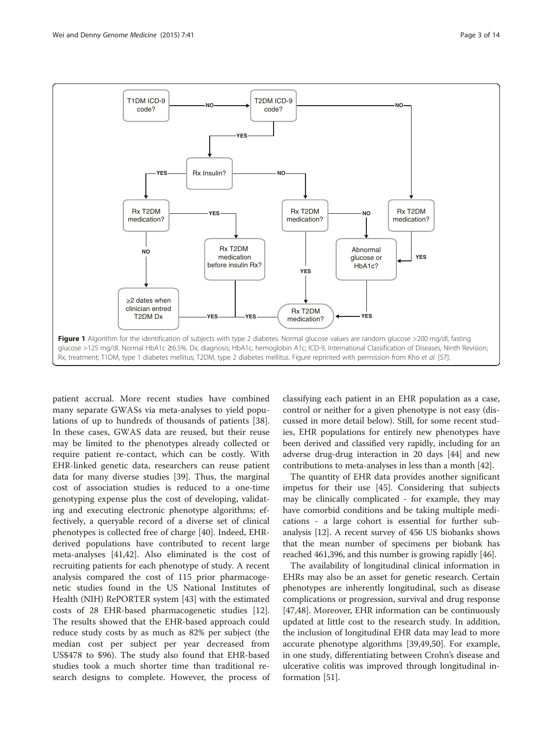T1DM ICD-9 code?

NO

T2DM ICD-9 code?

NO

YES

Rx Insulin?

YES

NO

Rx T2DM medication?

YES

Rx T2DM medication?

NO

Rx T2DM medication?

NO

Rx T2DM medication before insulin Rx?

YES

Abnormal glucose or HbA1c?

YES

≥2 dates when clinician entred T2DM Dx

YES

YES

Rx T2DM medication?

YES

**Figure 1** Algorithm for the identification of subjects with type 2 diabetes. Normal glucose values are random glucose >200 mg/dl, fasting glucose >125 mg/dl. Normal HbA1c ≥6.5%. Dx, diagnosis; HbA1c, hemoglobin A1c; ICD-9, International Classification of Diseases, Ninth Revision; Rx, treatment; T1DM, type 1 diabetes mellitus; T2DM, type 2 diabetes mellitus. Figure reprinted with permission from Kho *et al.* [57].

patient accrual. More recent studies have combined many separate GWASs via meta-analyses to yield populations of up to hundreds of thousands of patients [38]. In these cases, GWAS data are reused, but their reuse may be limited to the phenotypes already collected or require patient re-contact, which can be costly. With EHR-linked genetic data, researchers can reuse patient data for many diverse studies [39]. Thus, the marginal cost of association studies is reduced to a one-time genotyping expense plus the cost of developing, validating and executing electronic phenotype algorithms; effectively, a queryable record of a diverse set of clinical phenotypes is collected free of charge [40]. Indeed, EHR-derived populations have contributed to recent large meta-analyses [41,42]. Also eliminated is the cost of recruiting patients for each phenotype of study. A recent analysis compared the cost of 115 prior pharmacogenetic studies found in the US National Institutes of Health (NIH) RePORTER system [43] with the estimated costs of 28 EHR-based pharmacogenetic studies [12]. The results showed that the EHR-based approach could reduce study costs by as much as 82% per subject (the median cost per subject per year decreased from US$478 to $96). The study also found that EHR-based studies took a much shorter time than traditional research designs to complete. However, the process of classifying each patient in an EHR population as a case, control or neither for a given phenotype is not easy (discussed in more detail below). Still, for some recent studies, EHR populations for entirely new phenotypes have been derived and classified very rapidly, including for an adverse drug-drug interaction in 20 days [44] and new contributions to meta-analyses in less than a month [42].

The quantity of EHR data provides another significant impetus for their use [45]. Considering that subjects may be clinically complicated - for example, they may have comorbid conditions and be taking multiple medications - a large cohort is essential for further subanalysis [12]. A recent survey of 456 US biobanks shows that the mean number of specimens per biobank has reached 461,396, and this number is growing rapidly [46].

The availability of longitudinal clinical information in EHRs may also be an asset for genetic research. Certain phenotypes are inherently longitudinal, such as disease complications or progression, survival and drug response [47,48]. Moreover, EHR information can be continuously updated at little cost to the research study. In addition, the inclusion of longitudinal EHR data may lead to more accurate phenotype algorithms [39,49,50]. For example, in one study, differentiating between Crohn's disease and ulcerative colitis was improved through longitudinal information [51].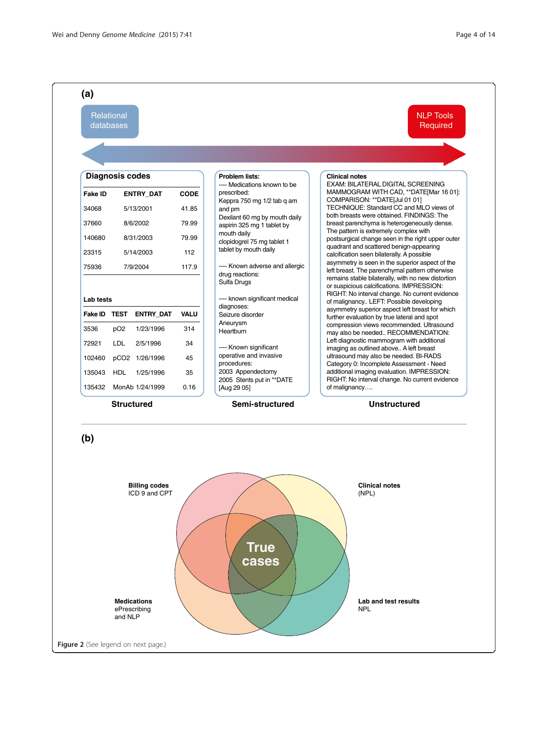(a)

Relational databases

NLP Tools Required

**Diagnosis codes**

| Fake ID | ENTRY_DAT | CODE |
|---|---|---|
| 34068 | 5/13/2001 | 41.85 |
| 37660 | 8/6/2002 | 79.99 |
| 140680 | 8/31/2003 | 79.99 |
| 23315 | 5/14/2003 | 112 |
| 75936 | 7/9/2004 | 117.9 |

**Lab tests**

| Fake ID | TEST | ENTRY_DAT | VALU |
|---|---|---|---|
| 3536 | pO2 | 1/23/1996 | 314 |
| 72921 | LDL | 2/5/1996 | 34 |
| 102460 | pCO2 | 1/26/1996 | 45 |
| 135043 | HDL | 1/25/1996 | 35 |
| 135432 | MonAb | 1/24/1999 | 0.16 |

**Structured**

**Problem lists:**
---- Medications known to be prescribed:
Keppra 750 mg 1/2 tab q am and pm
Dexilant 60 mg by mouth daily
aspirin 325 mg 1 tablet by mouth daily
clopidogrel 75 mg tablet 1 tablet by mouth daily

---- Known adverse and allergic drug reactions:
Sulfa Drugs

---- known significant medical diagnoses:
Seizure disorder
Aneurysm
Heartburn

---- Known significant operative and invasive procedures:
2003 Appendectomy
2005 Stents put in **DATE [Aug 29 05]

**Semi-structured**

**Clinical notes**
EXAM: BILATERAL DIGITAL SCREENING MAMMOGRAM WITH CAD, **DATE[Mar 16 01]: COMPARISON: **DATE[Jul 01 01] TECHNIQUE: Standard CC and MLO views of both breasts were obtained. FINDINGS: The breast parenchyma is heterogeneously dense. The pattern is extremely complex with postsurgical change seen in the right upper outer quadrant and scattered benign-appearing calcification seen bilaterally. A possible asymmetry is seen in the superior aspect of the left breast. The parenchymal pattern otherwise remains stable bilaterally, with no new distortion or suspicious calcifications. IMPRESSION: RIGHT: No interval change. No current evidence of malignancy.. LEFT: Possible developing asymmetry superior aspect left breast for which further evaluation by true lateral and spot compression views recommended. Ultrasound may also be needed.. RECOMMENDATION: Left diagnostic mammogram with additional imaging as outlined above.. A left breast ultrasound may also be needed. BI-RADS Category 0: Incomplete Assessment - Need additional imaging evaluation. IMPRESSION: RIGHT: No interval change. No current evidence of malignancy….

**Unstructured**

(b)

**Billing codes**
ICD 9 and CPT

**Clinical notes**
(NPL)

**True cases**

**Medications**
ePrescribing and NLP

**Lab and test results**
NPL

**Figure 2** (See legend on next page.)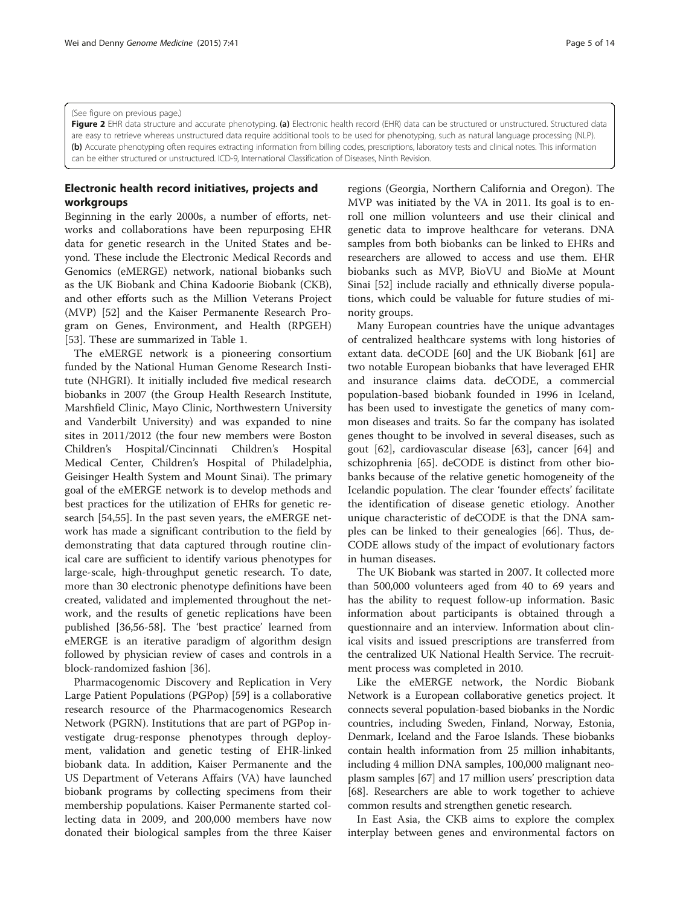(See figure on previous page.)

**Figure 2** EHR data structure and accurate phenotyping. **(a)** Electronic health record (EHR) data can be structured or unstructured. Structured data are easy to retrieve whereas unstructured data require additional tools to be used for phenotyping, such as natural language processing (NLP). **(b)** Accurate phenotyping often requires extracting information from billing codes, prescriptions, laboratory tests and clinical notes. This information can be either structured or unstructured. ICD-9, International Classification of Diseases, Ninth Revision.

## Electronic health record initiatives, projects and workgroups

Beginning in the early 2000s, a number of efforts, networks and collaborations have been repurposing EHR data for genetic research in the United States and beyond. These include the Electronic Medical Records and Genomics (eMERGE) network, national biobanks such as the UK Biobank and China Kadoorie Biobank (CKB), and other efforts such as the Million Veterans Project (MVP) [52] and the Kaiser Permanente Research Program on Genes, Environment, and Health (RPGEH) [53]. These are summarized in Table 1.

The eMERGE network is a pioneering consortium funded by the National Human Genome Research Institute (NHGRI). It initially included five medical research biobanks in 2007 (the Group Health Research Institute, Marshfield Clinic, Mayo Clinic, Northwestern University and Vanderbilt University) and was expanded to nine sites in 2011/2012 (the four new members were Boston Children's Hospital/Cincinnati Children's Hospital Medical Center, Children's Hospital of Philadelphia, Geisinger Health System and Mount Sinai). The primary goal of the eMERGE network is to develop methods and best practices for the utilization of EHRs for genetic research [54,55]. In the past seven years, the eMERGE network has made a significant contribution to the field by demonstrating that data captured through routine clinical care are sufficient to identify various phenotypes for large-scale, high-throughput genetic research. To date, more than 30 electronic phenotype definitions have been created, validated and implemented throughout the network, and the results of genetic replications have been published [36,56-58]. The 'best practice' learned from eMERGE is an iterative paradigm of algorithm design followed by physician review of cases and controls in a block-randomized fashion [36].

Pharmacogenomic Discovery and Replication in Very Large Patient Populations (PGPop) [59] is a collaborative research resource of the Pharmacogenomics Research Network (PGRN). Institutions that are part of PGPop investigate drug-response phenotypes through deployment, validation and genetic testing of EHR-linked biobank data. In addition, Kaiser Permanente and the US Department of Veterans Affairs (VA) have launched biobank programs by collecting specimens from their membership populations. Kaiser Permanente started collecting data in 2009, and 200,000 members have now donated their biological samples from the three Kaiser regions (Georgia, Northern California and Oregon). The MVP was initiated by the VA in 2011. Its goal is to enroll one million volunteers and use their clinical and genetic data to improve healthcare for veterans. DNA samples from both biobanks can be linked to EHRs and researchers are allowed to access and use them. EHR biobanks such as MVP, BioVU and BioMe at Mount Sinai [52] include racially and ethnically diverse populations, which could be valuable for future studies of minority groups.

Many European countries have the unique advantages of centralized healthcare systems with long histories of extant data. deCODE [60] and the UK Biobank [61] are two notable European biobanks that have leveraged EHR and insurance claims data. deCODE, a commercial population-based biobank founded in 1996 in Iceland, has been used to investigate the genetics of many common diseases and traits. So far the company has isolated genes thought to be involved in several diseases, such as gout [62], cardiovascular disease [63], cancer [64] and schizophrenia [65]. deCODE is distinct from other biobanks because of the relative genetic homogeneity of the Icelandic population. The clear 'founder effects' facilitate the identification of disease genetic etiology. Another unique characteristic of deCODE is that the DNA samples can be linked to their genealogies [66]. Thus, deCODE allows study of the impact of evolutionary factors in human diseases.

The UK Biobank was started in 2007. It collected more than 500,000 volunteers aged from 40 to 69 years and has the ability to request follow-up information. Basic information about participants is obtained through a questionnaire and an interview. Information about clinical visits and issued prescriptions are transferred from the centralized UK National Health Service. The recruitment process was completed in 2010.

Like the eMERGE network, the Nordic Biobank Network is a European collaborative genetics project. It connects several population-based biobanks in the Nordic countries, including Sweden, Finland, Norway, Estonia, Denmark, Iceland and the Faroe Islands. These biobanks contain health information from 25 million inhabitants, including 4 million DNA samples, 100,000 malignant neoplasm samples [67] and 17 million users' prescription data [68]. Researchers are able to work together to achieve common results and strengthen genetic research.

In East Asia, the CKB aims to explore the complex interplay between genes and environmental factors on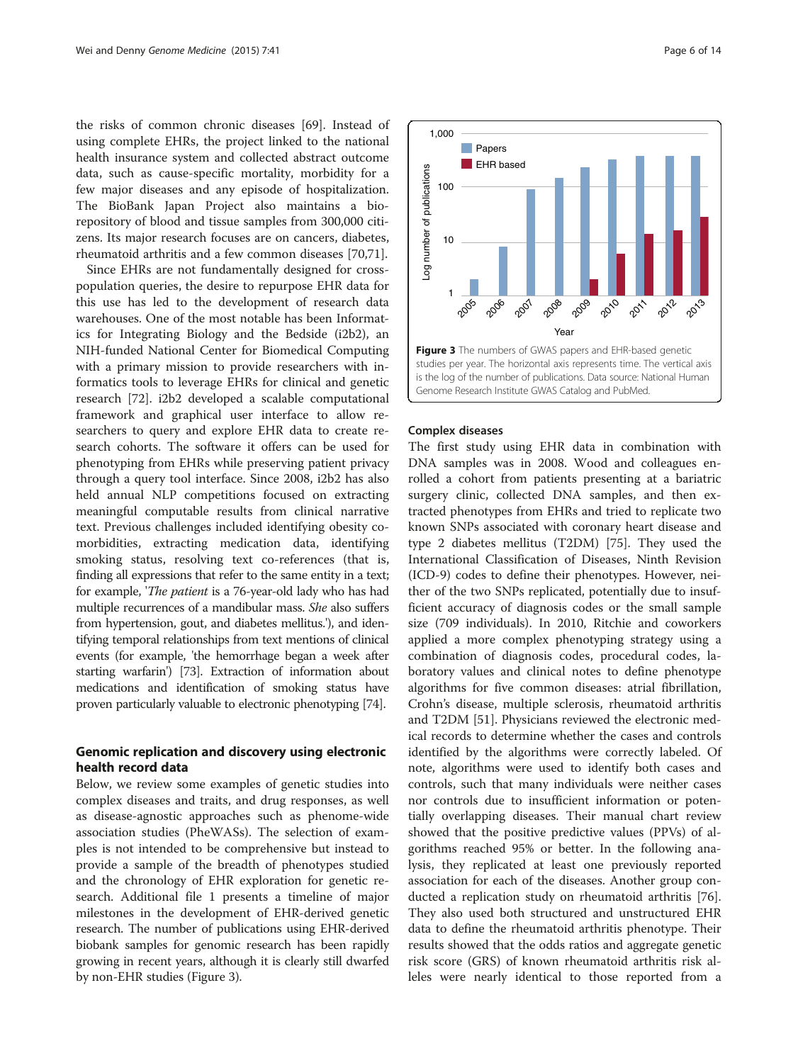the risks of common chronic diseases [69]. Instead of using complete EHRs, the project linked to the national health insurance system and collected abstract outcome data, such as cause-specific mortality, morbidity for a few major diseases and any episode of hospitalization. The BioBank Japan Project also maintains a biorepository of blood and tissue samples from 300,000 citizens. Its major research focuses are on cancers, diabetes, rheumatoid arthritis and a few common diseases [70,71].

Since EHRs are not fundamentally designed for cross-population queries, the desire to repurpose EHR data for this use has led to the development of research data warehouses. One of the most notable has been Informatics for Integrating Biology and the Bedside (i2b2), an NIH-funded National Center for Biomedical Computing with a primary mission to provide researchers with informatics tools to leverage EHRs for clinical and genetic research [72]. i2b2 developed a scalable computational framework and graphical user interface to allow researchers to query and explore EHR data to create research cohorts. The software it offers can be used for phenotyping from EHRs while preserving patient privacy through a query tool interface. Since 2008, i2b2 has also held annual NLP competitions focused on extracting meaningful computable results from clinical narrative text. Previous challenges included identifying obesity comorbidities, extracting medication data, identifying smoking status, resolving text co-references (that is, finding all expressions that refer to the same entity in a text; for example, '*The patient* is a 76-year-old lady who has had multiple recurrences of a mandibular mass. *She* also suffers from hypertension, gout, and diabetes mellitus.'), and identifying temporal relationships from text mentions of clinical events (for example, 'the hemorrhage began a week after starting warfarin') [73]. Extraction of information about medications and identification of smoking status have proven particularly valuable to electronic phenotyping [74].

## Genomic replication and discovery using electronic health record data

Below, we review some examples of genetic studies into complex diseases and traits, and drug responses, as well as disease-agnostic approaches such as phenome-wide association studies (PheWASs). The selection of examples is not intended to be comprehensive but instead to provide a sample of the breadth of phenotypes studied and the chronology of EHR exploration for genetic research. Additional file 1 presents a timeline of major milestones in the development of EHR-derived genetic research. The number of publications using EHR-derived biobank samples for genomic research has been rapidly growing in recent years, although it is clearly still dwarfed by non-EHR studies (Figure 3).

1,000
Papers
EHR based
Log number of publications
100
10
1
2005 2006 2007 2008 2009 2010 2011 2012 2013
Year

**Figure 3** The numbers of GWAS papers and EHR-based genetic studies per year. The horizontal axis represents time. The vertical axis is the log of the number of publications. Data source: National Human Genome Research Institute GWAS Catalog and PubMed.

### Complex diseases

The first study using EHR data in combination with DNA samples was in 2008. Wood and colleagues enrolled a cohort from patients presenting at a bariatric surgery clinic, collected DNA samples, and then extracted phenotypes from EHRs and tried to replicate two known SNPs associated with coronary heart disease and type 2 diabetes mellitus (T2DM) [75]. They used the International Classification of Diseases, Ninth Revision (ICD-9) codes to define their phenotypes. However, neither of the two SNPs replicated, potentially due to insufficient accuracy of diagnosis codes or the small sample size (709 individuals). In 2010, Ritchie and coworkers applied a more complex phenotyping strategy using a combination of diagnosis codes, procedural codes, laboratory values and clinical notes to define phenotype algorithms for five common diseases: atrial fibrillation, Crohn's disease, multiple sclerosis, rheumatoid arthritis and T2DM [51]. Physicians reviewed the electronic medical records to determine whether the cases and controls identified by the algorithms were correctly labeled. Of note, algorithms were used to identify both cases and controls, such that many individuals were neither cases nor controls due to insufficient information or potentially overlapping diseases. Their manual chart review showed that the positive predictive values (PPVs) of algorithms reached 95% or better. In the following analysis, they replicated at least one previously reported association for each of the diseases. Another group conducted a replication study on rheumatoid arthritis [76]. They also used both structured and unstructured EHR data to define the rheumatoid arthritis phenotype. Their results showed that the odds ratios and aggregate genetic risk score (GRS) of known rheumatoid arthritis risk alleles were nearly identical to those reported from a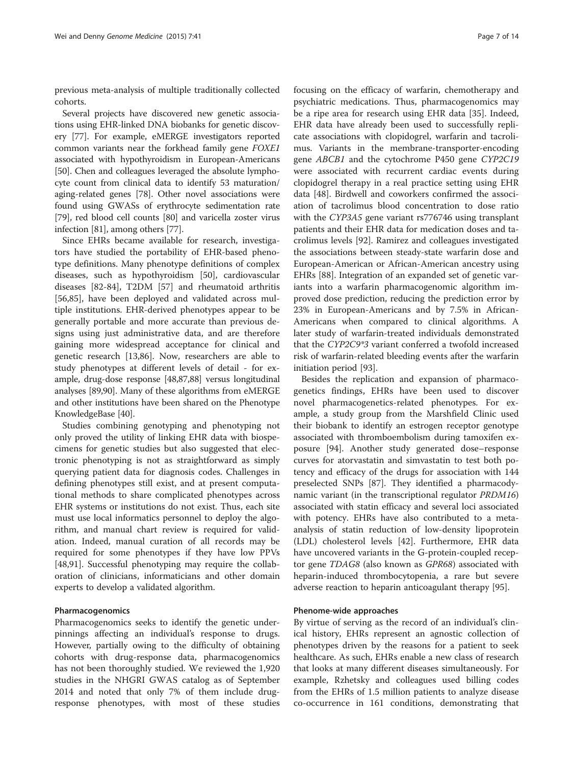previous meta-analysis of multiple traditionally collected cohorts.

Several projects have discovered new genetic associations using EHR-linked DNA biobanks for genetic discovery [77]. For example, eMERGE investigators reported common variants near the forkhead family gene *FOXE1* associated with hypothyroidism in European-Americans [50]. Chen and colleagues leveraged the absolute lymphocyte count from clinical data to identify 53 maturation/aging-related genes [78]. Other novel associations were found using GWASs of erythrocyte sedimentation rate [79], red blood cell counts [80] and varicella zoster virus infection [81], among others [77].

Since EHRs became available for research, investigators have studied the portability of EHR-based phenotype definitions. Many phenotype definitions of complex diseases, such as hypothyroidism [50], cardiovascular diseases [82-84], T2DM [57] and rheumatoid arthritis [56,85], have been deployed and validated across multiple institutions. EHR-derived phenotypes appear to be generally portable and more accurate than previous designs using just administrative data, and are therefore gaining more widespread acceptance for clinical and genetic research [13,86]. Now, researchers are able to study phenotypes at different levels of detail - for example, drug-dose response [48,87,88] versus longitudinal analyses [89,90]. Many of these algorithms from eMERGE and other institutions have been shared on the Phenotype KnowledgeBase [40].

Studies combining genotyping and phenotyping not only proved the utility of linking EHR data with biospecimens for genetic studies but also suggested that electronic phenotyping is not as straightforward as simply querying patient data for diagnosis codes. Challenges in defining phenotypes still exist, and at present computational methods to share complicated phenotypes across EHR systems or institutions do not exist. Thus, each site must use local informatics personnel to deploy the algorithm, and manual chart review is required for validation. Indeed, manual curation of all records may be required for some phenotypes if they have low PPVs [48,91]. Successful phenotyping may require the collaboration of clinicians, informaticians and other domain experts to develop a validated algorithm.

### Pharmacogenomics

Pharmacogenomics seeks to identify the genetic underpinnings affecting an individual's response to drugs. However, partially owing to the difficulty of obtaining cohorts with drug-response data, pharmacogenomics has not been thoroughly studied. We reviewed the 1,920 studies in the NHGRI GWAS catalog as of September 2014 and noted that only 7% of them include drug-response phenotypes, with most of these studies focusing on the efficacy of warfarin, chemotherapy and psychiatric medications. Thus, pharmacogenomics may be a ripe area for research using EHR data [35]. Indeed, EHR data have already been used to successfully replicate associations with clopidogrel, warfarin and tacrolimus. Variants in the membrane-transporter-encoding gene *ABCB1* and the cytochrome P450 gene *CYP2C19* were associated with recurrent cardiac events during clopidogrel therapy in a real practice setting using EHR data [48]. Birdwell and coworkers confirmed the association of tacrolimus blood concentration to dose ratio with the *CYP3A5* gene variant rs776746 using transplant patients and their EHR data for medication doses and tacrolimus levels [92]. Ramirez and colleagues investigated the associations between steady-state warfarin dose and European-American or African-American ancestry using EHRs [88]. Integration of an expanded set of genetic variants into a warfarin pharmacogenomic algorithm improved dose prediction, reducing the prediction error by 23% in European-Americans and by 7.5% in African-Americans when compared to clinical algorithms. A later study of warfarin-treated individuals demonstrated that the *CYP2C9\*3* variant conferred a twofold increased risk of warfarin-related bleeding events after the warfarin initiation period [93].

Besides the replication and expansion of pharmacogenetics findings, EHRs have been used to discover novel pharmacogenetics-related phenotypes. For example, a study group from the Marshfield Clinic used their biobank to identify an estrogen receptor genotype associated with thromboembolism during tamoxifen exposure [94]. Another study generated dose–response curves for atorvastatin and simvastatin to test both potency and efficacy of the drugs for association with 144 preselected SNPs [87]. They identified a pharmacodynamic variant (in the transcriptional regulator *PRDM16*) associated with statin efficacy and several loci associated with potency. EHRs have also contributed to a meta-analysis of statin reduction of low-density lipoprotein (LDL) cholesterol levels [42]. Furthermore, EHR data have uncovered variants in the G-protein-coupled receptor gene *TDAG8* (also known as *GPR68*) associated with heparin-induced thrombocytopenia, a rare but severe adverse reaction to heparin anticoagulant therapy [95].

### Phenome-wide approaches

By virtue of serving as the record of an individual's clinical history, EHRs represent an agnostic collection of phenotypes driven by the reasons for a patient to seek healthcare. As such, EHRs enable a new class of research that looks at many different diseases simultaneously. For example, Rzhetsky and colleagues used billing codes from the EHRs of 1.5 million patients to analyze disease co-occurrence in 161 conditions, demonstrating that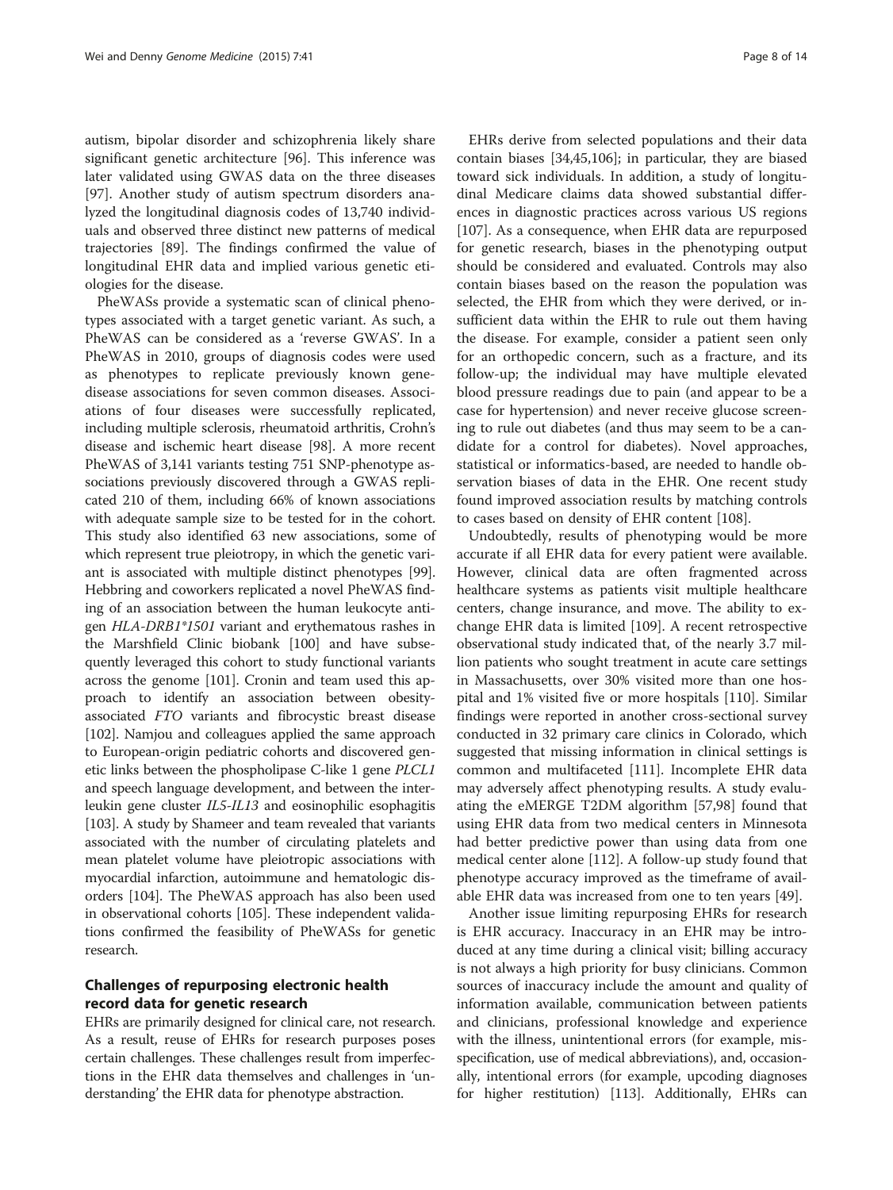autism, bipolar disorder and schizophrenia likely share significant genetic architecture [96]. This inference was later validated using GWAS data on the three diseases [97]. Another study of autism spectrum disorders analyzed the longitudinal diagnosis codes of 13,740 individuals and observed three distinct new patterns of medical trajectories [89]. The findings confirmed the value of longitudinal EHR data and implied various genetic etiologies for the disease.

PheWASs provide a systematic scan of clinical phenotypes associated with a target genetic variant. As such, a PheWAS can be considered as a 'reverse GWAS'. In a PheWAS in 2010, groups of diagnosis codes were used as phenotypes to replicate previously known gene-disease associations for seven common diseases. Associations of four diseases were successfully replicated, including multiple sclerosis, rheumatoid arthritis, Crohn's disease and ischemic heart disease [98]. A more recent PheWAS of 3,141 variants testing 751 SNP-phenotype associations previously discovered through a GWAS replicated 210 of them, including 66% of known associations with adequate sample size to be tested for in the cohort. This study also identified 63 new associations, some of which represent true pleiotropy, in which the genetic variant is associated with multiple distinct phenotypes [99]. Hebbring and coworkers replicated a novel PheWAS finding of an association between the human leukocyte antigen *HLA-DRB1\*1501* variant and erythematous rashes in the Marshfield Clinic biobank [100] and have subsequently leveraged this cohort to study functional variants across the genome [101]. Cronin and team used this approach to identify an association between obesity-associated *FTO* variants and fibrocystic breast disease [102]. Namjou and colleagues applied the same approach to European-origin pediatric cohorts and discovered genetic links between the phospholipase C-like 1 gene *PLCL1* and speech language development, and between the interleukin gene cluster *IL5-IL13* and eosinophilic esophagitis [103]. A study by Shameer and team revealed that variants associated with the number of circulating platelets and mean platelet volume have pleiotropic associations with myocardial infarction, autoimmune and hematologic disorders [104]. The PheWAS approach has also been used in observational cohorts [105]. These independent validations confirmed the feasibility of PheWASs for genetic research.

## Challenges of repurposing electronic health record data for genetic research

EHRs are primarily designed for clinical care, not research. As a result, reuse of EHRs for research purposes poses certain challenges. These challenges result from imperfections in the EHR data themselves and challenges in 'understanding' the EHR data for phenotype abstraction.

EHRs derive from selected populations and their data contain biases [34,45,106]; in particular, they are biased toward sick individuals. In addition, a study of longitudinal Medicare claims data showed substantial differences in diagnostic practices across various US regions [107]. As a consequence, when EHR data are repurposed for genetic research, biases in the phenotyping output should be considered and evaluated. Controls may also contain biases based on the reason the population was selected, the EHR from which they were derived, or insufficient data within the EHR to rule out them having the disease. For example, consider a patient seen only for an orthopedic concern, such as a fracture, and its follow-up; the individual may have multiple elevated blood pressure readings due to pain (and appear to be a case for hypertension) and never receive glucose screening to rule out diabetes (and thus may seem to be a candidate for a control for diabetes). Novel approaches, statistical or informatics-based, are needed to handle observation biases of data in the EHR. One recent study found improved association results by matching controls to cases based on density of EHR content [108].

Undoubtedly, results of phenotyping would be more accurate if all EHR data for every patient were available. However, clinical data are often fragmented across healthcare systems as patients visit multiple healthcare centers, change insurance, and move. The ability to exchange EHR data is limited [109]. A recent retrospective observational study indicated that, of the nearly 3.7 million patients who sought treatment in acute care settings in Massachusetts, over 30% visited more than one hospital and 1% visited five or more hospitals [110]. Similar findings were reported in another cross-sectional survey conducted in 32 primary care clinics in Colorado, which suggested that missing information in clinical settings is common and multifaceted [111]. Incomplete EHR data may adversely affect phenotyping results. A study evaluating the eMERGE T2DM algorithm [57,98] found that using EHR data from two medical centers in Minnesota had better predictive power than using data from one medical center alone [112]. A follow-up study found that phenotype accuracy improved as the timeframe of available EHR data was increased from one to ten years [49].

Another issue limiting repurposing EHRs for research is EHR accuracy. Inaccuracy in an EHR may be introduced at any time during a clinical visit; billing accuracy is not always a high priority for busy clinicians. Common sources of inaccuracy include the amount and quality of information available, communication between patients and clinicians, professional knowledge and experience with the illness, unintentional errors (for example, misspecification, use of medical abbreviations), and, occasionally, intentional errors (for example, upcoding diagnoses for higher restitution) [113]. Additionally, EHRs can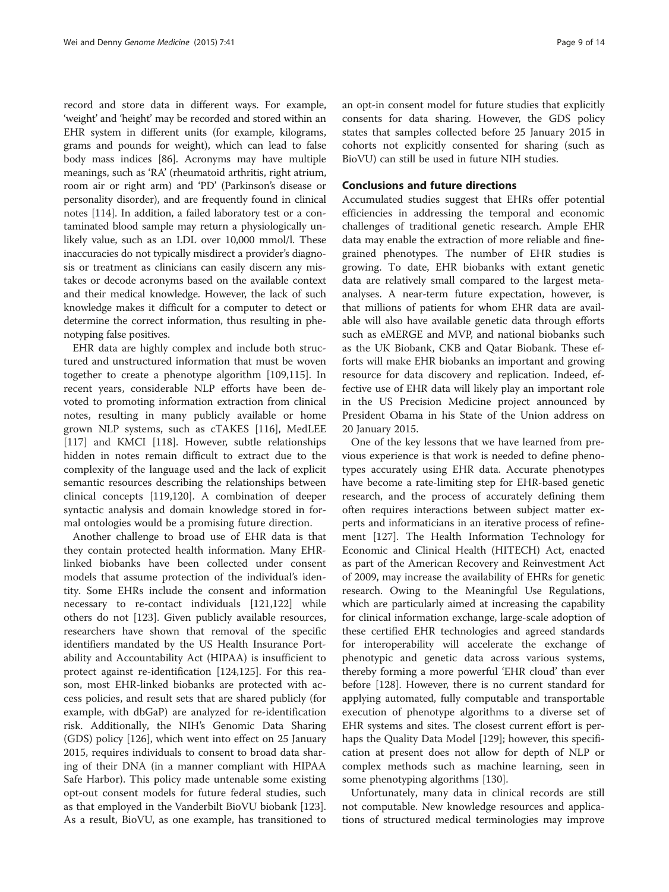record and store data in different ways. For example, 'weight' and 'height' may be recorded and stored within an EHR system in different units (for example, kilograms, grams and pounds for weight), which can lead to false body mass indices [86]. Acronyms may have multiple meanings, such as 'RA' (rheumatoid arthritis, right atrium, room air or right arm) and 'PD' (Parkinson's disease or personality disorder), and are frequently found in clinical notes [114]. In addition, a failed laboratory test or a contaminated blood sample may return a physiologically unlikely value, such as an LDL over 10,000 mmol/l. These inaccuracies do not typically misdirect a provider's diagnosis or treatment as clinicians can easily discern any mistakes or decode acronyms based on the available context and their medical knowledge. However, the lack of such knowledge makes it difficult for a computer to detect or determine the correct information, thus resulting in phenotyping false positives.

EHR data are highly complex and include both structured and unstructured information that must be woven together to create a phenotype algorithm [109,115]. In recent years, considerable NLP efforts have been devoted to promoting information extraction from clinical notes, resulting in many publicly available or home grown NLP systems, such as cTAKES [116], MedLEE [117] and KMCI [118]. However, subtle relationships hidden in notes remain difficult to extract due to the complexity of the language used and the lack of explicit semantic resources describing the relationships between clinical concepts [119,120]. A combination of deeper syntactic analysis and domain knowledge stored in formal ontologies would be a promising future direction.

Another challenge to broad use of EHR data is that they contain protected health information. Many EHR-linked biobanks have been collected under consent models that assume protection of the individual's identity. Some EHRs include the consent and information necessary to re-contact individuals [121,122] while others do not [123]. Given publicly available resources, researchers have shown that removal of the specific identifiers mandated by the US Health Insurance Portability and Accountability Act (HIPAA) is insufficient to protect against re-identification [124,125]. For this reason, most EHR-linked biobanks are protected with access policies, and result sets that are shared publicly (for example, with dbGaP) are analyzed for re-identification risk. Additionally, the NIH's Genomic Data Sharing (GDS) policy [126], which went into effect on 25 January 2015, requires individuals to consent to broad data sharing of their DNA (in a manner compliant with HIPAA Safe Harbor). This policy made untenable some existing opt-out consent models for future federal studies, such as that employed in the Vanderbilt BioVU biobank [123]. As a result, BioVU, as one example, has transitioned to an opt-in consent model for future studies that explicitly consents for data sharing. However, the GDS policy states that samples collected before 25 January 2015 in cohorts not explicitly consented for sharing (such as BioVU) can still be used in future NIH studies.

## Conclusions and future directions

Accumulated studies suggest that EHRs offer potential efficiencies in addressing the temporal and economic challenges of traditional genetic research. Ample EHR data may enable the extraction of more reliable and fine-grained phenotypes. The number of EHR studies is growing. To date, EHR biobanks with extant genetic data are relatively small compared to the largest meta-analyses. A near-term future expectation, however, is that millions of patients for whom EHR data are available will also have available genetic data through efforts such as eMERGE and MVP, and national biobanks such as the UK Biobank, CKB and Qatar Biobank. These efforts will make EHR biobanks an important and growing resource for data discovery and replication. Indeed, effective use of EHR data will likely play an important role in the US Precision Medicine project announced by President Obama in his State of the Union address on 20 January 2015.

One of the key lessons that we have learned from previous experience is that work is needed to define phenotypes accurately using EHR data. Accurate phenotypes have become a rate-limiting step for EHR-based genetic research, and the process of accurately defining them often requires interactions between subject matter experts and informaticians in an iterative process of refinement [127]. The Health Information Technology for Economic and Clinical Health (HITECH) Act, enacted as part of the American Recovery and Reinvestment Act of 2009, may increase the availability of EHRs for genetic research. Owing to the Meaningful Use Regulations, which are particularly aimed at increasing the capability for clinical information exchange, large-scale adoption of these certified EHR technologies and agreed standards for interoperability will accelerate the exchange of phenotypic and genetic data across various systems, thereby forming a more powerful 'EHR cloud' than ever before [128]. However, there is no current standard for applying automated, fully computable and transportable execution of phenotype algorithms to a diverse set of EHR systems and sites. The closest current effort is perhaps the Quality Data Model [129]; however, this specification at present does not allow for depth of NLP or complex methods such as machine learning, seen in some phenotyping algorithms [130].

Unfortunately, many data in clinical records are still not computable. New knowledge resources and applications of structured medical terminologies may improve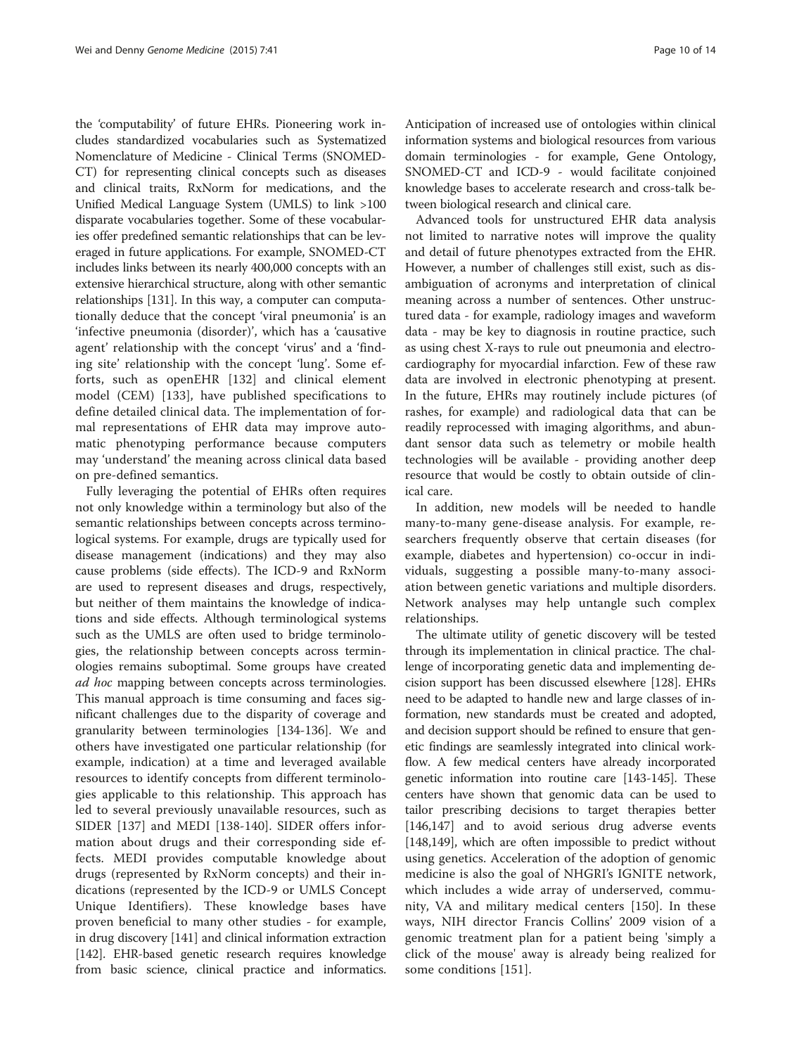the 'computability' of future EHRs. Pioneering work includes standardized vocabularies such as Systematized Nomenclature of Medicine - Clinical Terms (SNOMED-CT) for representing clinical concepts such as diseases and clinical traits, RxNorm for medications, and the Unified Medical Language System (UMLS) to link >100 disparate vocabularies together. Some of these vocabularies offer predefined semantic relationships that can be leveraged in future applications. For example, SNOMED-CT includes links between its nearly 400,000 concepts with an extensive hierarchical structure, along with other semantic relationships [131]. In this way, a computer can computationally deduce that the concept 'viral pneumonia' is an 'infective pneumonia (disorder)', which has a 'causative agent' relationship with the concept 'virus' and a 'finding site' relationship with the concept 'lung'. Some efforts, such as openEHR [132] and clinical element model (CEM) [133], have published specifications to define detailed clinical data. The implementation of formal representations of EHR data may improve automatic phenotyping performance because computers may 'understand' the meaning across clinical data based on pre-defined semantics.

Fully leveraging the potential of EHRs often requires not only knowledge within a terminology but also of the semantic relationships between concepts across terminological systems. For example, drugs are typically used for disease management (indications) and they may also cause problems (side effects). The ICD-9 and RxNorm are used to represent diseases and drugs, respectively, but neither of them maintains the knowledge of indications and side effects. Although terminological systems such as the UMLS are often used to bridge terminologies, the relationship between concepts across terminologies remains suboptimal. Some groups have created *ad hoc* mapping between concepts across terminologies. This manual approach is time consuming and faces significant challenges due to the disparity of coverage and granularity between terminologies [134-136]. We and others have investigated one particular relationship (for example, indication) at a time and leveraged available resources to identify concepts from different terminologies applicable to this relationship. This approach has led to several previously unavailable resources, such as SIDER [137] and MEDI [138-140]. SIDER offers information about drugs and their corresponding side effects. MEDI provides computable knowledge about drugs (represented by RxNorm concepts) and their indications (represented by the ICD-9 or UMLS Concept Unique Identifiers). These knowledge bases have proven beneficial to many other studies - for example, in drug discovery [141] and clinical information extraction [142]. EHR-based genetic research requires knowledge from basic science, clinical practice and informatics. Anticipation of increased use of ontologies within clinical information systems and biological resources from various domain terminologies - for example, Gene Ontology, SNOMED-CT and ICD-9 - would facilitate conjoined knowledge bases to accelerate research and cross-talk between biological research and clinical care.

Advanced tools for unstructured EHR data analysis not limited to narrative notes will improve the quality and detail of future phenotypes extracted from the EHR. However, a number of challenges still exist, such as disambiguation of acronyms and interpretation of clinical meaning across a number of sentences. Other unstructured data - for example, radiology images and waveform data - may be key to diagnosis in routine practice, such as using chest X-rays to rule out pneumonia and electrocardiography for myocardial infarction. Few of these raw data are involved in electronic phenotyping at present. In the future, EHRs may routinely include pictures (of rashes, for example) and radiological data that can be readily reprocessed with imaging algorithms, and abundant sensor data such as telemetry or mobile health technologies will be available - providing another deep resource that would be costly to obtain outside of clinical care.

In addition, new models will be needed to handle many-to-many gene-disease analysis. For example, researchers frequently observe that certain diseases (for example, diabetes and hypertension) co-occur in individuals, suggesting a possible many-to-many association between genetic variations and multiple disorders. Network analyses may help untangle such complex relationships.

The ultimate utility of genetic discovery will be tested through its implementation in clinical practice. The challenge of incorporating genetic data and implementing decision support has been discussed elsewhere [128]. EHRs need to be adapted to handle new and large classes of information, new standards must be created and adopted, and decision support should be refined to ensure that genetic findings are seamlessly integrated into clinical workflow. A few medical centers have already incorporated genetic information into routine care [143-145]. These centers have shown that genomic data can be used to tailor prescribing decisions to target therapies better [146,147] and to avoid serious drug adverse events [148,149], which are often impossible to predict without using genetics. Acceleration of the adoption of genomic medicine is also the goal of NHGRI's IGNITE network, which includes a wide array of underserved, community, VA and military medical centers [150]. In these ways, NIH director Francis Collins' 2009 vision of a genomic treatment plan for a patient being 'simply a click of the mouse' away is already being realized for some conditions [151].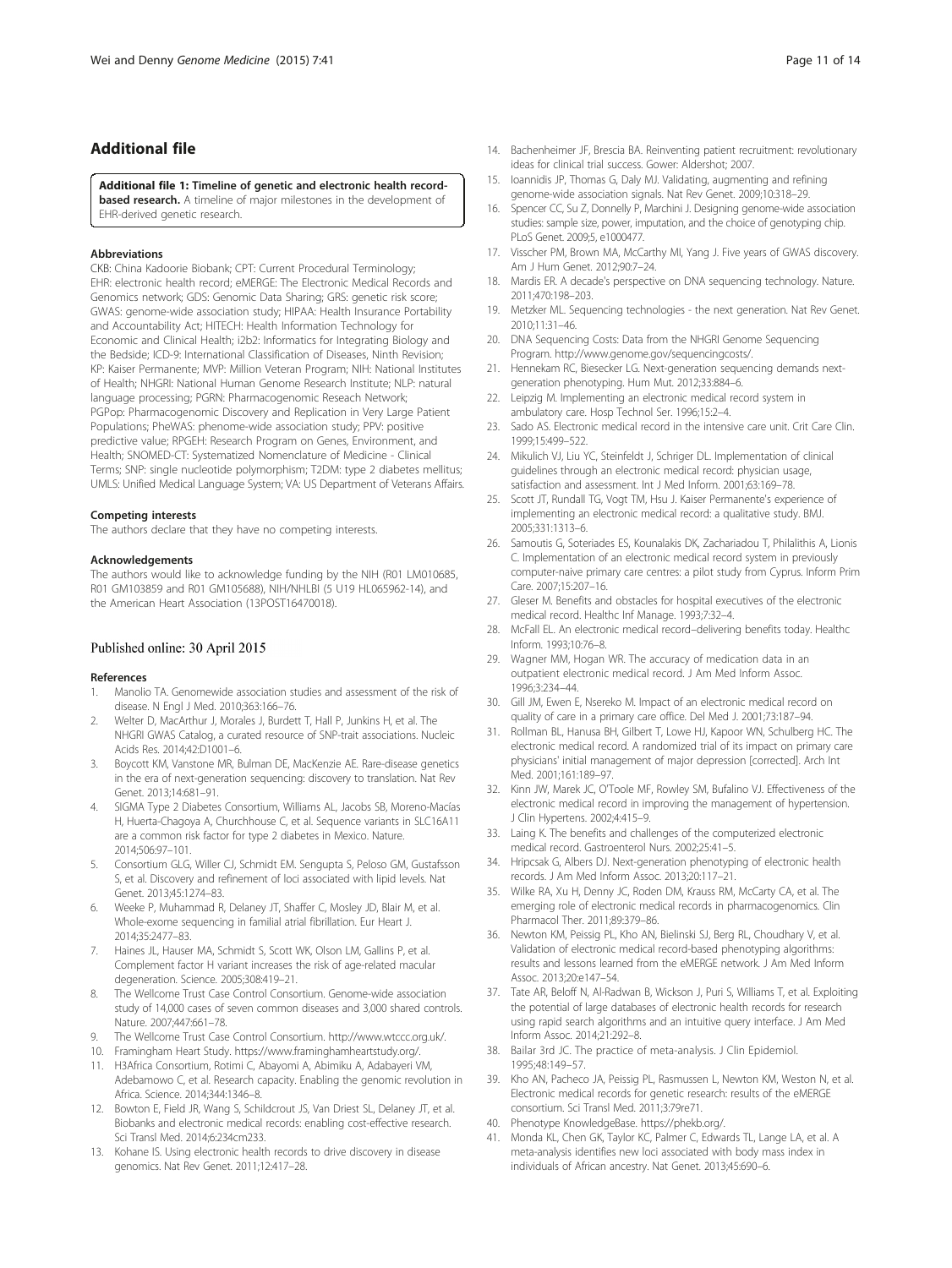## Additional file

**Additional file 1: Timeline of genetic and electronic health record-based research.** A timeline of major milestones in the development of EHR-derived genetic research.

#### Abbreviations

CKB: China Kadoorie Biobank; CPT: Current Procedural Terminology; EHR: electronic health record; eMERGE: The Electronic Medical Records and Genomics network; GDS: Genomic Data Sharing; GRS: genetic risk score; GWAS: genome-wide association study; HIPAA: Health Insurance Portability and Accountability Act; HITECH: Health Information Technology for Economic and Clinical Health; i2b2: Informatics for Integrating Biology and the Bedside; ICD-9: International Classification of Diseases, Ninth Revision; KP: Kaiser Permanente; MVP: Million Veteran Program; NIH: National Institutes of Health; NHGRI: National Human Genome Research Institute; NLP: natural language processing; PGRN: Pharmacogenomic Reseach Network; PGPop: Pharmacogenomic Discovery and Replication in Very Large Patient Populations; PheWAS: phenome-wide association study; PPV: positive predictive value; RPGEH: Research Program on Genes, Environment, and Health; SNOMED-CT: Systematized Nomenclature of Medicine - Clinical Terms; SNP: single nucleotide polymorphism; T2DM: type 2 diabetes mellitus; UMLS: Unified Medical Language System; VA: US Department of Veterans Affairs.

#### Competing interests

The authors declare that they have no competing interests.

#### Acknowledgements

The authors would like to acknowledge funding by the NIH (R01 LM010685, R01 GM103859 and R01 GM105688), NIH/NHLBI (5 U19 HL065962-14), and the American Heart Association (13POST16470018).

Published online: 30 April 2015

#### References

1. Manolio TA. Genomewide association studies and assessment of the risk of disease. N Engl J Med. 2010;363:166–76.
2. Welter D, MacArthur J, Morales J, Burdett T, Hall P, Junkins H, et al. The NHGRI GWAS Catalog, a curated resource of SNP-trait associations. Nucleic Acids Res. 2014;42:D1001–6.
3. Boycott KM, Vanstone MR, Bulman DE, MacKenzie AE. Rare-disease genetics in the era of next-generation sequencing: discovery to translation. Nat Rev Genet. 2013;14:681–91.
4. SIGMA Type 2 Diabetes Consortium, Williams AL, Jacobs SB, Moreno-Macías H, Huerta-Chagoya A, Churchhouse C, et al. Sequence variants in SLC16A11 are a common risk factor for type 2 diabetes in Mexico. Nature. 2014;506:97–101.
5. Consortium GLG, Willer CJ, Schmidt EM. Sengupta S, Peloso GM, Gustafsson S, et al. Discovery and refinement of loci associated with lipid levels. Nat Genet. 2013;45:1274–83.
6. Weeke P, Muhammad R, Delaney JT, Shaffer C, Mosley JD, Blair M, et al. Whole-exome sequencing in familial atrial fibrillation. Eur Heart J. 2014;35:2477–83.
7. Haines JL, Hauser MA, Schmidt S, Scott WK, Olson LM, Gallins P, et al. Complement factor H variant increases the risk of age-related macular degeneration. Science. 2005;308:419–21.
8. The Wellcome Trust Case Control Consortium. Genome-wide association study of 14,000 cases of seven common diseases and 3,000 shared controls. Nature. 2007;447:661–78.
9. The Wellcome Trust Case Control Consortium. http://www.wtccc.org.uk/.
10. Framingham Heart Study. https://www.framinghamheartstudy.org/.
11. H3Africa Consortium, Rotimi C, Abayomi A, Abimiku A, Adabayeri VM, Adebamowo C, et al. Research capacity. Enabling the genomic revolution in Africa. Science. 2014;344:1346–8.
12. Bowton E, Field JR, Wang S, Schildcrout JS, Van Driest SL, Delaney JT, et al. Biobanks and electronic medical records: enabling cost-effective research. Sci Transl Med. 2014;6:234cm233.
13. Kohane IS. Using electronic health records to drive discovery in disease genomics. Nat Rev Genet. 2011;12:417–28.
14. Bachenheimer JF, Brescia BA. Reinventing patient recruitment: revolutionary ideas for clinical trial success. Gower: Aldershot; 2007.
15. Ioannidis JP, Thomas G, Daly MJ. Validating, augmenting and refining genome-wide association signals. Nat Rev Genet. 2009;10:318–29.
16. Spencer CC, Su Z, Donnelly P, Marchini J. Designing genome-wide association studies: sample size, power, imputation, and the choice of genotyping chip. PLoS Genet. 2009;5, e1000477.
17. Visscher PM, Brown MA, McCarthy MI, Yang J. Five years of GWAS discovery. Am J Hum Genet. 2012;90:7–24.
18. Mardis ER. A decade's perspective on DNA sequencing technology. Nature. 2011;470:198–203.
19. Metzker ML. Sequencing technologies - the next generation. Nat Rev Genet. 2010;11:31–46.
20. DNA Sequencing Costs: Data from the NHGRI Genome Sequencing Program. http://www.genome.gov/sequencingcosts/.
21. Hennekam RC, Biesecker LG. Next-generation sequencing demands next-generation phenotyping. Hum Mut. 2012;33:884–6.
22. Leipzig M. Implementing an electronic medical record system in ambulatory care. Hosp Technol Ser. 1996;15:2–4.
23. Sado AS. Electronic medical record in the intensive care unit. Crit Care Clin. 1999;15:499–522.
24. Mikulich VJ, Liu YC, Steinfeldt J, Schriger DL. Implementation of clinical guidelines through an electronic medical record: physician usage, satisfaction and assessment. Int J Med Inform. 2001;63:169–78.
25. Scott JT, Rundall TG, Vogt TM, Hsu J. Kaiser Permanente's experience of implementing an electronic medical record: a qualitative study. BMJ. 2005;331:1313–6.
26. Samoutis G, Soteriades ES, Kounalakis DK, Zachariadou T, Philalithis A, Lionis C. Implementation of an electronic medical record system in previously computer-naive primary care centres: a pilot study from Cyprus. Inform Prim Care. 2007;15:207–16.
27. Gleser M. Benefits and obstacles for hospital executives of the electronic medical record. Healthc Inf Manage. 1993;7:32–4.
28. McFall EL. An electronic medical record–delivering benefits today. Healthc Inform. 1993;10:76–8.
29. Wagner MM, Hogan WR. The accuracy of medication data in an outpatient electronic medical record. J Am Med Inform Assoc. 1996;3:234–44.
30. Gill JM, Ewen E, Nsereko M. Impact of an electronic medical record on quality of care in a primary care office. Del Med J. 2001;73:187–94.
31. Rollman BL, Hanusa BH, Gilbert T, Lowe HJ, Kapoor WN, Schulberg HC. The electronic medical record. A randomized trial of its impact on primary care physicians' initial management of major depression [corrected]. Arch Int Med. 2001;161:189–97.
32. Kinn JW, Marek JC, O'Toole MF, Rowley SM, Bufalino VJ. Effectiveness of the electronic medical record in improving the management of hypertension. J Clin Hypertens. 2002;4:415–9.
33. Laing K. The benefits and challenges of the computerized electronic medical record. Gastroenterol Nurs. 2002;25:41–5.
34. Hripcsak G, Albers DJ. Next-generation phenotyping of electronic health records. J Am Med Inform Assoc. 2013;20:117–21.
35. Wilke RA, Xu H, Denny JC, Roden DM, Krauss RM, McCarty CA, et al. The emerging role of electronic medical records in pharmacogenomics. Clin Pharmacol Ther. 2011;89:379–86.
36. Newton KM, Peissig PL, Kho AN, Bielinski SJ, Berg RL, Choudhary V, et al. Validation of electronic medical record-based phenotyping algorithms: results and lessons learned from the eMERGE network. J Am Med Inform Assoc. 2013;20:e147–54.
37. Tate AR, Beloff N, Al-Radwan B, Wickson J, Puri S, Williams T, et al. Exploiting the potential of large databases of electronic health records for research using rapid search algorithms and an intuitive query interface. J Am Med Inform Assoc. 2014;21:292–8.
38. Bailar 3rd JC. The practice of meta-analysis. J Clin Epidemiol. 1995;48:149–57.
39. Kho AN, Pacheco JA, Peissig PL, Rasmussen L, Newton KM, Weston N, et al. Electronic medical records for genetic research: results of the eMERGE consortium. Sci Transl Med. 2011;3:79re71.
40. Phenotype KnowledgeBase. https://phekb.org/.
41. Monda KL, Chen GK, Taylor KC, Palmer C, Edwards TL, Lange LA, et al. A meta-analysis identifies new loci associated with body mass index in individuals of African ancestry. Nat Genet. 2013;45:690–6.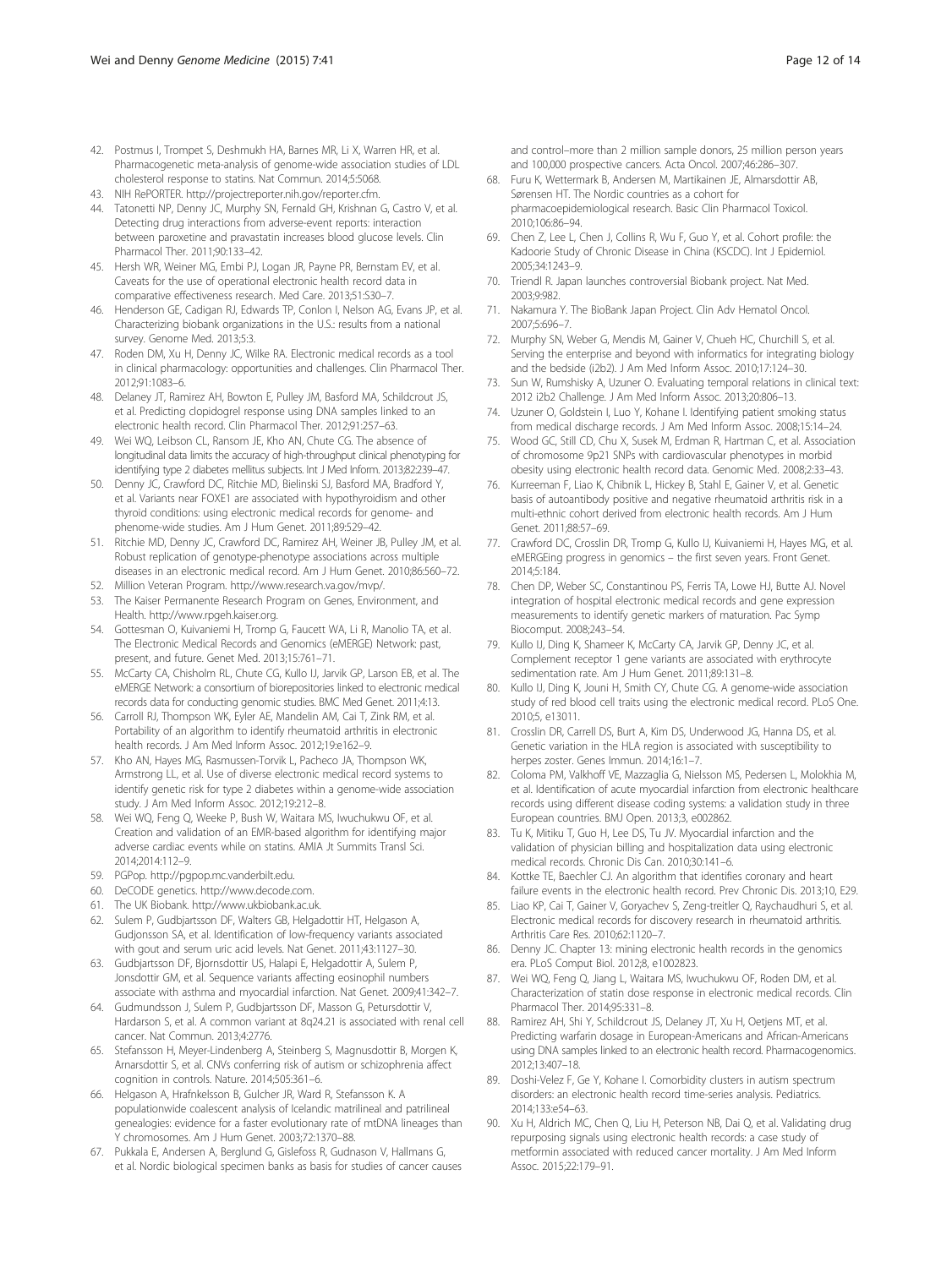42. Postmus I, Trompet S, Deshmukh HA, Barnes MR, Li X, Warren HR, et al. Pharmacogenetic meta-analysis of genome-wide association studies of LDL cholesterol response to statins. Nat Commun. 2014;5:5068.
43. NIH RePORTER. http://projectreporter.nih.gov/reporter.cfm.
44. Tatonetti NP, Denny JC, Murphy SN, Fernald GH, Krishnan G, Castro V, et al. Detecting drug interactions from adverse-event reports: interaction between paroxetine and pravastatin increases blood glucose levels. Clin Pharmacol Ther. 2011;90:133–42.
45. Hersh WR, Weiner MG, Embi PJ, Logan JR, Payne PR, Bernstam EV, et al. Caveats for the use of operational electronic health record data in comparative effectiveness research. Med Care. 2013;51:S30–7.
46. Henderson GE, Cadigan RJ, Edwards TP, Conlon I, Nelson AG, Evans JP, et al. Characterizing biobank organizations in the U.S.: results from a national survey. Genome Med. 2013;5:3.
47. Roden DM, Xu H, Denny JC, Wilke RA. Electronic medical records as a tool in clinical pharmacology: opportunities and challenges. Clin Pharmacol Ther. 2012;91:1083–6.
48. Delaney JT, Ramirez AH, Bowton E, Pulley JM, Basford MA, Schildcrout JS, et al. Predicting clopidogrel response using DNA samples linked to an electronic health record. Clin Pharmacol Ther. 2012;91:257–63.
49. Wei WQ, Leibson CL, Ransom JE, Kho AN, Chute CG. The absence of longitudinal data limits the accuracy of high-throughput clinical phenotyping for identifying type 2 diabetes mellitus subjects. Int J Med Inform. 2013;82:239–47.
50. Denny JC, Crawford DC, Ritchie MD, Bielinski SJ, Basford MA, Bradford Y, et al. Variants near FOXE1 are associated with hypothyroidism and other thyroid conditions: using electronic medical records for genome- and phenome-wide studies. Am J Hum Genet. 2011;89:529–42.
51. Ritchie MD, Denny JC, Crawford DC, Ramirez AH, Weiner JB, Pulley JM, et al. Robust replication of genotype-phenotype associations across multiple diseases in an electronic medical record. Am J Hum Genet. 2010;86:560–72.
52. Million Veteran Program. http://www.research.va.gov/mvp/.
53. The Kaiser Permanente Research Program on Genes, Environment, and Health. http://www.rpgeh.kaiser.org.
54. Gottesman O, Kuivaniemi H, Tromp G, Faucett WA, Li R, Manolio TA, et al. The Electronic Medical Records and Genomics (eMERGE) Network: past, present, and future. Genet Med. 2013;15:761–71.
55. McCarty CA, Chisholm RL, Chute CG, Kullo IJ, Jarvik GP, Larson EB, et al. The eMERGE Network: a consortium of biorepositories linked to electronic medical records data for conducting genomic studies. BMC Med Genet. 2011;4:13.
56. Carroll RJ, Thompson WK, Eyler AE, Mandelin AM, Cai T, Zink RM, et al. Portability of an algorithm to identify rheumatoid arthritis in electronic health records. J Am Med Inform Assoc. 2012;19:e162–9.
57. Kho AN, Hayes MG, Rasmussen-Torvik L, Pacheco JA, Thompson WK, Armstrong LL, et al. Use of diverse electronic medical record systems to identify genetic risk for type 2 diabetes within a genome-wide association study. J Am Med Inform Assoc. 2012;19:212–8.
58. Wei WQ, Feng Q, Weeke P, Bush W, Waitara MS, Iwuchukwu OF, et al. Creation and validation of an EMR-based algorithm for identifying major adverse cardiac events while on statins. AMIA Jt Summits Transl Sci. 2014;2014:112–9.
59. PGPop. http://pgpop.mc.vanderbilt.edu.
60. DeCODE genetics. http://www.decode.com.
61. The UK Biobank. http://www.ukbiobank.ac.uk.
62. Sulem P, Gudbjartsson DF, Walters GB, Helgadottir HT, Helgason A, Gudjonsson SA, et al. Identification of low-frequency variants associated with gout and serum uric acid levels. Nat Genet. 2011;43:1127–30.
63. Gudbjartsson DF, Bjornsdottir US, Halapi E, Helgadottir A, Sulem P, Jonsdottir GM, et al. Sequence variants affecting eosinophil numbers associate with asthma and myocardial infarction. Nat Genet. 2009;41:342–7.
64. Gudmundsson J, Sulem P, Gudbjartsson DF, Masson G, Petursdottir V, Hardarson S, et al. A common variant at 8q24.21 is associated with renal cell cancer. Nat Commun. 2013;4:2776.
65. Stefansson H, Meyer-Lindenberg A, Steinberg S, Magnusdottir B, Morgen K, Arnarsdottir S, et al. CNVs conferring risk of autism or schizophrenia affect cognition in controls. Nature. 2014;505:361–6.
66. Helgason A, Hrafnkelsson B, Gulcher JR, Ward R, Stefansson K. A populationwide coalescent analysis of Icelandic matrilineal and patrilineal genealogies: evidence for a faster evolutionary rate of mtDNA lineages than Y chromosomes. Am J Hum Genet. 2003;72:1370–88.
67. Pukkala E, Andersen A, Berglund G, Gislefoss R, Gudnason V, Hallmans G, et al. Nordic biological specimen banks as basis for studies of cancer causes and control–more than 2 million sample donors, 25 million person years and 100,000 prospective cancers. Acta Oncol. 2007;46:286–307.
68. Furu K, Wettermark B, Andersen M, Martikainen JE, Almarsdottir AB, Sørensen HT. The Nordic countries as a cohort for pharmacoepidemiological research. Basic Clin Pharmacol Toxicol. 2010;106:86–94.
69. Chen Z, Lee L, Chen J, Collins R, Wu F, Guo Y, et al. Cohort profile: the Kadoorie Study of Chronic Disease in China (KSCDC). Int J Epidemiol. 2005;34:1243–9.
70. Triendl R. Japan launches controversial Biobank project. Nat Med. 2003;9:982.
71. Nakamura Y. The BioBank Japan Project. Clin Adv Hematol Oncol. 2007;5:696–7.
72. Murphy SN, Weber G, Mendis M, Gainer V, Chueh HC, Churchill S, et al. Serving the enterprise and beyond with informatics for integrating biology and the bedside (i2b2). J Am Med Inform Assoc. 2010;17:124–30.
73. Sun W, Rumshisky A, Uzuner O. Evaluating temporal relations in clinical text: 2012 i2b2 Challenge. J Am Med Inform Assoc. 2013;20:806–13.
74. Uzuner O, Goldstein I, Luo Y, Kohane I. Identifying patient smoking status from medical discharge records. J Am Med Inform Assoc. 2008;15:14–24.
75. Wood GC, Still CD, Chu X, Susek M, Erdman R, Hartman C, et al. Association of chromosome 9p21 SNPs with cardiovascular phenotypes in morbid obesity using electronic health record data. Genomic Med. 2008;2:33–43.
76. Kurreeman F, Liao K, Chibnik L, Hickey B, Stahl E, Gainer V, et al. Genetic basis of autoantibody positive and negative rheumatoid arthritis risk in a multi-ethnic cohort derived from electronic health records. Am J Hum Genet. 2011;88:57–69.
77. Crawford DC, Crosslin DR, Tromp G, Kullo IJ, Kuivaniemi H, Hayes MG, et al. eMERGEing progress in genomics – the first seven years. Front Genet. 2014;5:184.
78. Chen DP, Weber SC, Constantinou PS, Ferris TA, Lowe HJ, Butte AJ. Novel integration of hospital electronic medical records and gene expression measurements to identify genetic markers of maturation. Pac Symp Biocomput. 2008;243–54.
79. Kullo IJ, Ding K, Shameer K, McCarty CA, Jarvik GP, Denny JC, et al. Complement receptor 1 gene variants are associated with erythrocyte sedimentation rate. Am J Hum Genet. 2011;89:131–8.
80. Kullo IJ, Ding K, Jouni H, Smith CY, Chute CG. A genome-wide association study of red blood cell traits using the electronic medical record. PLoS One. 2010;5, e13011.
81. Crosslin DR, Carrell DS, Burt A, Kim DS, Underwood JG, Hanna DS, et al. Genetic variation in the HLA region is associated with susceptibility to herpes zoster. Genes Immun. 2014;16:1–7.
82. Coloma PM, Valkhoff VE, Mazzaglia G, Nielsson MS, Pedersen L, Molokhia M, et al. Identification of acute myocardial infarction from electronic healthcare records using different disease coding systems: a validation study in three European countries. BMJ Open. 2013;3, e002862.
83. Tu K, Mitiku T, Guo H, Lee DS, Tu JV. Myocardial infarction and the validation of physician billing and hospitalization data using electronic medical records. Chronic Dis Can. 2010;30:141–6.
84. Kottke TE, Baechler CJ. An algorithm that identifies coronary and heart failure events in the electronic health record. Prev Chronic Dis. 2013;10, E29.
85. Liao KP, Cai T, Gainer V, Goryachev S, Zeng-treitler Q, Raychaudhuri S, et al. Electronic medical records for discovery research in rheumatoid arthritis. Arthritis Care Res. 2010;62:1120–7.
86. Denny JC. Chapter 13: mining electronic health records in the genomics era. PLoS Comput Biol. 2012;8, e1002823.
87. Wei WQ, Feng Q, Jiang L, Waitara MS, Iwuchukwu OF, Roden DM, et al. Characterization of statin dose response in electronic medical records. Clin Pharmacol Ther. 2014;95:331–8.
88. Ramirez AH, Shi Y, Schildcrout JS, Delaney JT, Xu H, Oetjens MT, et al. Predicting warfarin dosage in European-Americans and African-Americans using DNA samples linked to an electronic health record. Pharmacogenomics. 2012;13:407–18.
89. Doshi-Velez F, Ge Y, Kohane I. Comorbidity clusters in autism spectrum disorders: an electronic health record time-series analysis. Pediatrics. 2014;133:e54–63.
90. Xu H, Aldrich MC, Chen Q, Liu H, Peterson NB, Dai Q, et al. Validating drug repurposing signals using electronic health records: a case study of metformin associated with reduced cancer mortality. J Am Med Inform Assoc. 2015;22:179–91.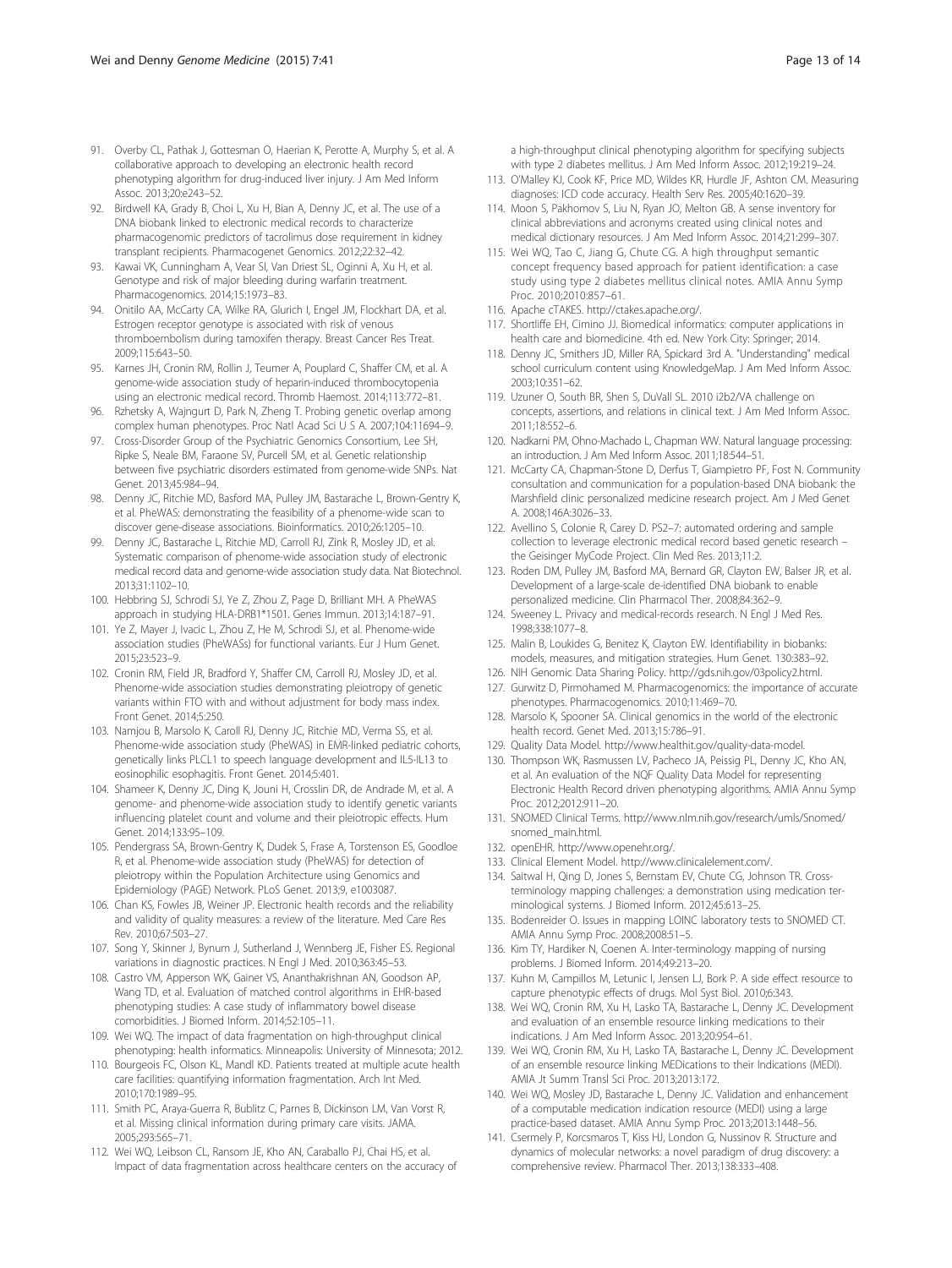91. Overby CL, Pathak J, Gottesman O, Haerian K, Perotte A, Murphy S, et al. A collaborative approach to developing an electronic health record phenotyping algorithm for drug-induced liver injury. J Am Med Inform Assoc. 2013;20:e243–52.
92. Birdwell KA, Grady B, Choi L, Xu H, Bian A, Denny JC, et al. The use of a DNA biobank linked to electronic medical records to characterize pharmacogenomic predictors of tacrolimus dose requirement in kidney transplant recipients. Pharmacogenet Genomics. 2012;22:32–42.
93. Kawai VK, Cunningham A, Vear SI, Van Driest SL, Oginni A, Xu H, et al. Genotype and risk of major bleeding during warfarin treatment. Pharmacogenomics. 2014;15:1973–83.
94. Onitilo AA, McCarty CA, Wilke RA, Glurich I, Engel JM, Flockhart DA, et al. Estrogen receptor genotype is associated with risk of venous thromboembolism during tamoxifen therapy. Breast Cancer Res Treat. 2009;115:643–50.
95. Karnes JH, Cronin RM, Rollin J, Teumer A, Pouplard C, Shaffer CM, et al. A genome-wide association study of heparin-induced thrombocytopenia using an electronic medical record. Thromb Haemost. 2014;113:772–81.
96. Rzhetsky A, Wajngurt D, Park N, Zheng T. Probing genetic overlap among complex human phenotypes. Proc Natl Acad Sci U S A. 2007;104:11694–9.
97. Cross-Disorder Group of the Psychiatric Genomics Consortium, Lee SH, Ripke S, Neale BM, Faraone SV, Purcell SM, et al. Genetic relationship between five psychiatric disorders estimated from genome-wide SNPs. Nat Genet. 2013;45:984–94.
98. Denny JC, Ritchie MD, Basford MA, Pulley JM, Bastarache L, Brown-Gentry K, et al. PheWAS: demonstrating the feasibility of a phenome-wide scan to discover gene-disease associations. Bioinformatics. 2010;26:1205–10.
99. Denny JC, Bastarache L, Ritchie MD, Carroll RJ, Zink R, Mosley JD, et al. Systematic comparison of phenome-wide association study of electronic medical record data and genome-wide association study data. Nat Biotechnol. 2013;31:1102–10.
100. Hebbring SJ, Schrodi SJ, Ye Z, Zhou Z, Page D, Brilliant MH. A PheWAS approach in studying HLA-DRB1*1501. Genes Immun. 2013;14:187–91.
101. Ye Z, Mayer J, Ivacic L, Zhou Z, He M, Schrodi SJ, et al. Phenome-wide association studies (PheWASs) for functional variants. Eur J Hum Genet. 2015;23:523–9.
102. Cronin RM, Field JR, Bradford Y, Shaffer CM, Carroll RJ, Mosley JD, et al. Phenome-wide association studies demonstrating pleiotropy of genetic variants within FTO with and without adjustment for body mass index. Front Genet. 2014;5:250.
103. Namjou B, Marsolo K, Caroll RJ, Denny JC, Ritchie MD, Verma SS, et al. Phenome-wide association study (PheWAS) in EMR-linked pediatric cohorts, genetically links PLCL1 to speech language development and IL5-IL13 to eosinophilic esophagitis. Front Genet. 2014;5:401.
104. Shameer K, Denny JC, Ding K, Jouni H, Crosslin DR, de Andrade M, et al. A genome- and phenome-wide association study to identify genetic variants influencing platelet count and volume and their pleiotropic effects. Hum Genet. 2014;133:95–109.
105. Pendergrass SA, Brown-Gentry K, Dudek S, Frase A, Torstenson ES, Goodloe R, et al. Phenome-wide association study (PheWAS) for detection of pleiotropy within the Population Architecture using Genomics and Epidemiology (PAGE) Network. PLoS Genet. 2013;9, e1003087.
106. Chan KS, Fowles JB, Weiner JP. Electronic health records and the reliability and validity of quality measures: a review of the literature. Med Care Res Rev. 2010;67:503–27.
107. Song Y, Skinner J, Bynum J, Sutherland J, Wennberg JE, Fisher ES. Regional variations in diagnostic practices. N Engl J Med. 2010;363:45–53.
108. Castro VM, Apperson WK, Gainer VS, Ananthakrishnan AN, Goodson AP, Wang TD, et al. Evaluation of matched control algorithms in EHR-based phenotyping studies: A case study of inflammatory bowel disease comorbidities. J Biomed Inform. 2014;52:105–11.
109. Wei WQ. The impact of data fragmentation on high-throughput clinical phenotyping: health informatics. Minneapolis: University of Minnesota; 2012.
110. Bourgeois FC, Olson KL, Mandl KD. Patients treated at multiple acute health care facilities: quantifying information fragmentation. Arch Int Med. 2010;170:1989–95.
111. Smith PC, Araya-Guerra R, Bublitz C, Parnes B, Dickinson LM, Van Vorst R, et al. Missing clinical information during primary care visits. JAMA. 2005;293:565–71.
112. Wei WQ, Leibson CL, Ransom JE, Kho AN, Caraballo PJ, Chai HS, et al. Impact of data fragmentation across healthcare centers on the accuracy of a high-throughput clinical phenotyping algorithm for specifying subjects with type 2 diabetes mellitus. J Am Med Inform Assoc. 2012;19:219–24.
113. O'Malley KJ, Cook KF, Price MD, Wildes KR, Hurdle JF, Ashton CM. Measuring diagnoses: ICD code accuracy. Health Serv Res. 2005;40:1620–39.
114. Moon S, Pakhomov S, Liu N, Ryan JO, Melton GB. A sense inventory for clinical abbreviations and acronyms created using clinical notes and medical dictionary resources. J Am Med Inform Assoc. 2014;21:299–307.
115. Wei WQ, Tao C, Jiang G, Chute CG. A high throughput semantic concept frequency based approach for patient identification: a case study using type 2 diabetes mellitus clinical notes. AMIA Annu Symp Proc. 2010;2010:857–61.
116. Apache cTAKES. http://ctakes.apache.org/.
117. Shortliffe EH, Cimino JJ. Biomedical informatics: computer applications in health care and biomedicine. 4th ed. New York City: Springer; 2014.
118. Denny JC, Smithers JD, Miller RA, Spickard 3rd A. "Understanding" medical school curriculum content using KnowledgeMap. J Am Med Inform Assoc. 2003;10:351–62.
119. Uzuner O, South BR, Shen S, DuVall SL. 2010 i2b2/VA challenge on concepts, assertions, and relations in clinical text. J Am Med Inform Assoc. 2011;18:552–6.
120. Nadkarni PM, Ohno-Machado L, Chapman WW. Natural language processing: an introduction. J Am Med Inform Assoc. 2011;18:544–51.
121. McCarty CA, Chapman-Stone D, Derfus T, Giampietro PF, Fost N. Community consultation and communication for a population-based DNA biobank: the Marshfield clinic personalized medicine research project. Am J Med Genet A. 2008;146A:3026–33.
122. Avellino S, Colonie R, Carey D. PS2–7: automated ordering and sample collection to leverage electronic medical record based genetic research – the Geisinger MyCode Project. Clin Med Res. 2013;11:2.
123. Roden DM, Pulley JM, Basford MA, Bernard GR, Clayton EW, Balser JR, et al. Development of a large-scale de-identified DNA biobank to enable personalized medicine. Clin Pharmacol Ther. 2008;84:362–9.
124. Sweeney L. Privacy and medical-records research. N Engl J Med Res. 1998;338:1077–8.
125. Malin B, Loukides G, Benitez K, Clayton EW. Identifiability in biobanks: models, measures, and mitigation strategies. Hum Genet. 130:383–92.
126. NIH Genomic Data Sharing Policy. http://gds.nih.gov/03policy2.html.
127. Gurwitz D, Pirmohamed M. Pharmacogenomics: the importance of accurate phenotypes. Pharmacogenomics. 2010;11:469–70.
128. Marsolo K, Spooner SA. Clinical genomics in the world of the electronic health record. Genet Med. 2013;15:786–91.
129. Quality Data Model. http://www.healthit.gov/quality-data-model.
130. Thompson WK, Rasmussen LV, Pacheco JA, Peissig PL, Denny JC, Kho AN, et al. An evaluation of the NQF Quality Data Model for representing Electronic Health Record driven phenotyping algorithms. AMIA Annu Symp Proc. 2012;2012:911–20.
131. SNOMED Clinical Terms. http://www.nlm.nih.gov/research/umls/Snomed/snomed_main.html.
132. openEHR. http://www.openehr.org/.
133. Clinical Element Model. http://www.clinicalelement.com/.
134. Saitwal H, Qing D, Jones S, Bernstam EV, Chute CG, Johnson TR. Cross-terminology mapping challenges: a demonstration using medication terminological systems. J Biomed Inform. 2012;45:613–25.
135. Bodenreider O. Issues in mapping LOINC laboratory tests to SNOMED CT. AMIA Annu Symp Proc. 2008;2008:51–5.
136. Kim TY, Hardiker N, Coenen A. Inter-terminology mapping of nursing problems. J Biomed Inform. 2014;49:213–20.
137. Kuhn M, Campillos M, Letunic I, Jensen LJ, Bork P. A side effect resource to capture phenotypic effects of drugs. Mol Syst Biol. 2010;6:343.
138. Wei WQ, Cronin RM, Xu H, Lasko TA, Bastarache L, Denny JC. Development and evaluation of an ensemble resource linking medications to their indications. J Am Med Inform Assoc. 2013;20:954–61.
139. Wei WQ, Cronin RM, Xu H, Lasko TA, Bastarache L, Denny JC. Development of an ensemble resource linking MEDications to their Indications (MEDI). AMIA Jt Summ Transl Sci Proc. 2013;2013:172.
140. Wei WQ, Mosley JD, Bastarache L, Denny JC. Validation and enhancement of a computable medication indication resource (MEDI) using a large practice-based dataset. AMIA Annu Symp Proc. 2013;2013:1448–56.
141. Csermely P, Korcsmaros T, Kiss HJ, London G, Nussinov R. Structure and dynamics of molecular networks: a novel paradigm of drug discovery: a comprehensive review. Pharmacol Ther. 2013;138:333–408.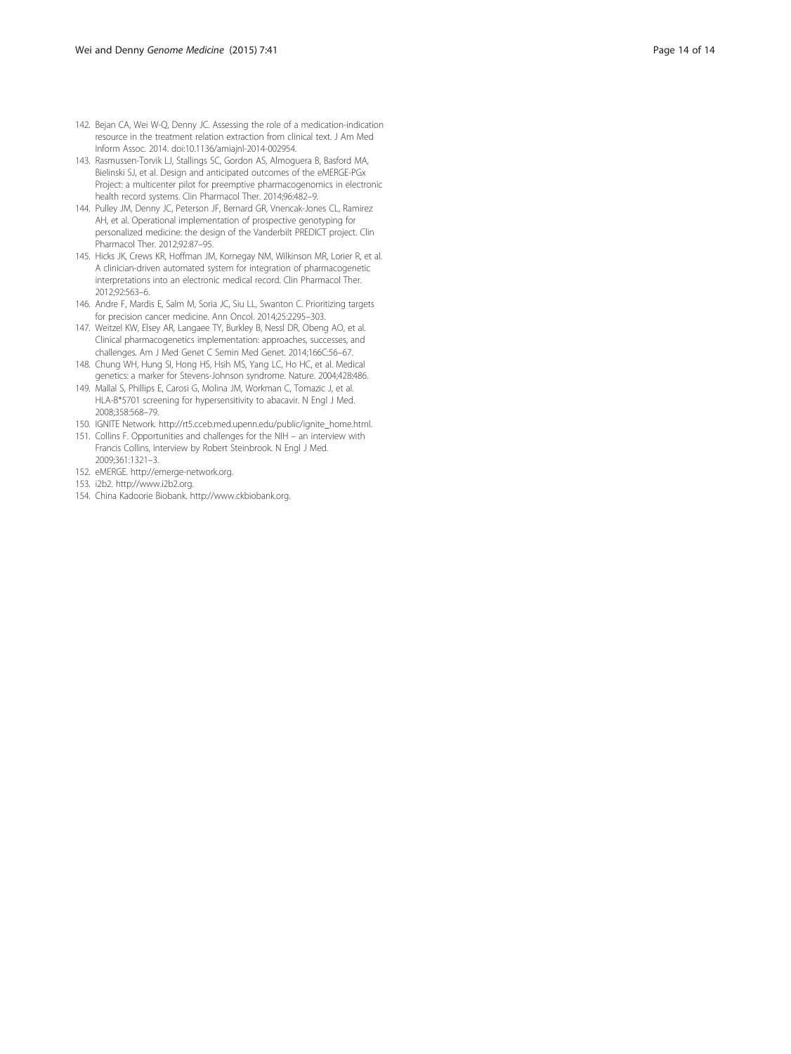142. Bejan CA, Wei W-Q, Denny JC. Assessing the role of a medication-indication resource in the treatment relation extraction from clinical text. J Am Med Inform Assoc. 2014. doi:10.1136/amiajnl-2014-002954.
143. Rasmussen-Torvik LJ, Stallings SC, Gordon AS, Almoguera B, Basford MA, Bielinski SJ, et al. Design and anticipated outcomes of the eMERGE-PGx Project: a multicenter pilot for preemptive pharmacogenomics in electronic health record systems. Clin Pharmacol Ther. 2014;96:482–9.
144. Pulley JM, Denny JC, Peterson JF, Bernard GR, Vnencak-Jones CL, Ramirez AH, et al. Operational implementation of prospective genotyping for personalized medicine: the design of the Vanderbilt PREDICT project. Clin Pharmacol Ther. 2012;92:87–95.
145. Hicks JK, Crews KR, Hoffman JM, Kornegay NM, Wilkinson MR, Lorier R, et al. A clinician-driven automated system for integration of pharmacogenetic interpretations into an electronic medical record. Clin Pharmacol Ther. 2012;92:563–6.
146. Andre F, Mardis E, Salm M, Soria JC, Siu LL, Swanton C. Prioritizing targets for precision cancer medicine. Ann Oncol. 2014;25:2295–303.
147. Weitzel KW, Elsey AR, Langaee TY, Burkley B, Nessl DR, Obeng AO, et al. Clinical pharmacogenetics implementation: approaches, successes, and challenges. Am J Med Genet C Semin Med Genet. 2014;166C:56–67.
148. Chung WH, Hung SI, Hong HS, Hsih MS, Yang LC, Ho HC, et al. Medical genetics: a marker for Stevens-Johnson syndrome. Nature. 2004;428:486.
149. Mallal S, Phillips E, Carosi G, Molina JM, Workman C, Tomazic J, et al. HLA-B*5701 screening for hypersensitivity to abacavir. N Engl J Med. 2008;358:568–79.
150. IGNITE Network. http://rt5.cceb.med.upenn.edu/public/ignite_home.html.
151. Collins F. Opportunities and challenges for the NIH – an interview with Francis Collins, Interview by Robert Steinbrook. N Engl J Med. 2009;361:1321–3.
152. eMERGE. http://emerge-network.org.
153. i2b2. http://www.i2b2.org.
154. China Kadoorie Biobank. http://www.ckbiobank.org.